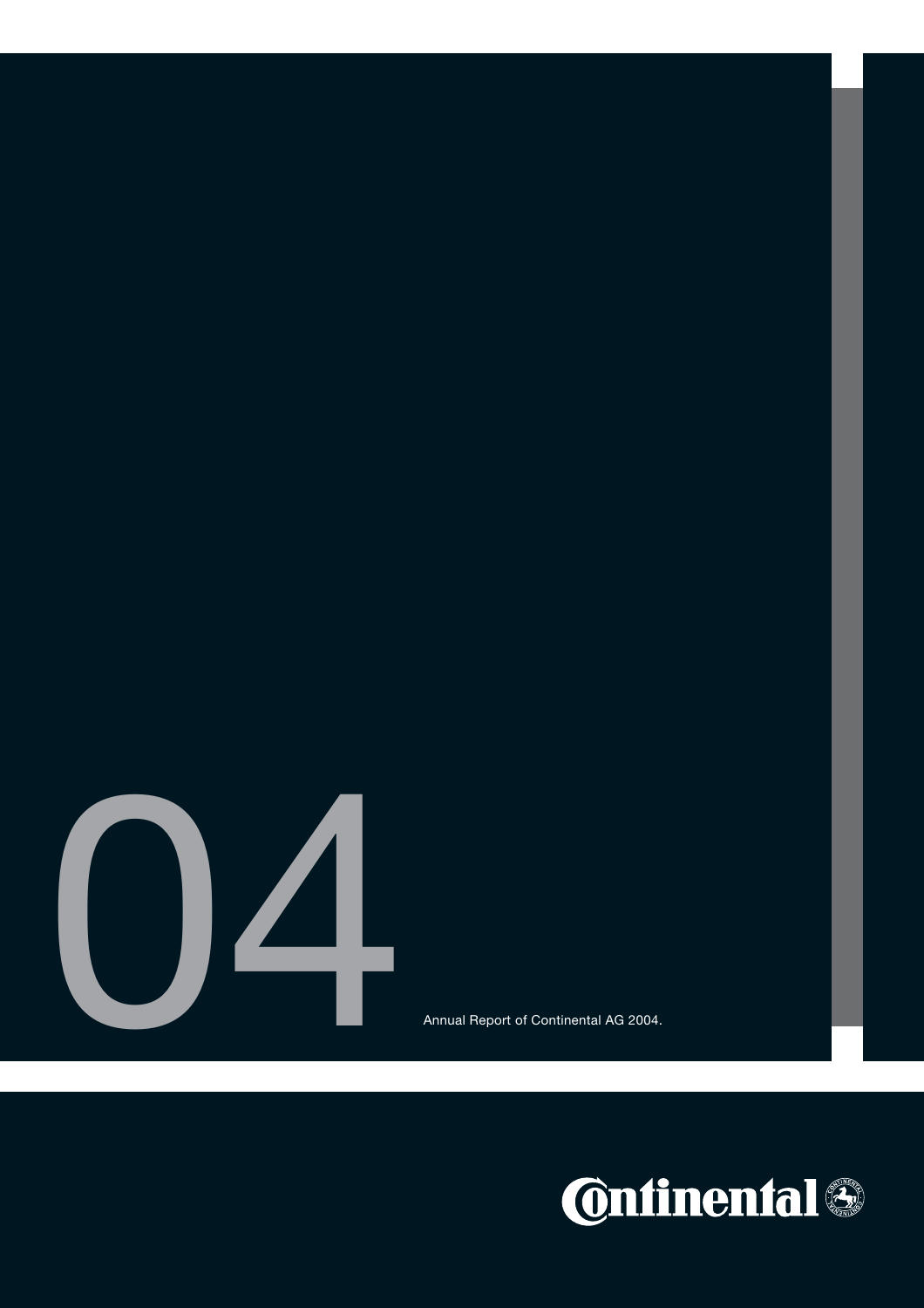# 04

Annual Report of Continental AG 2004.

Continental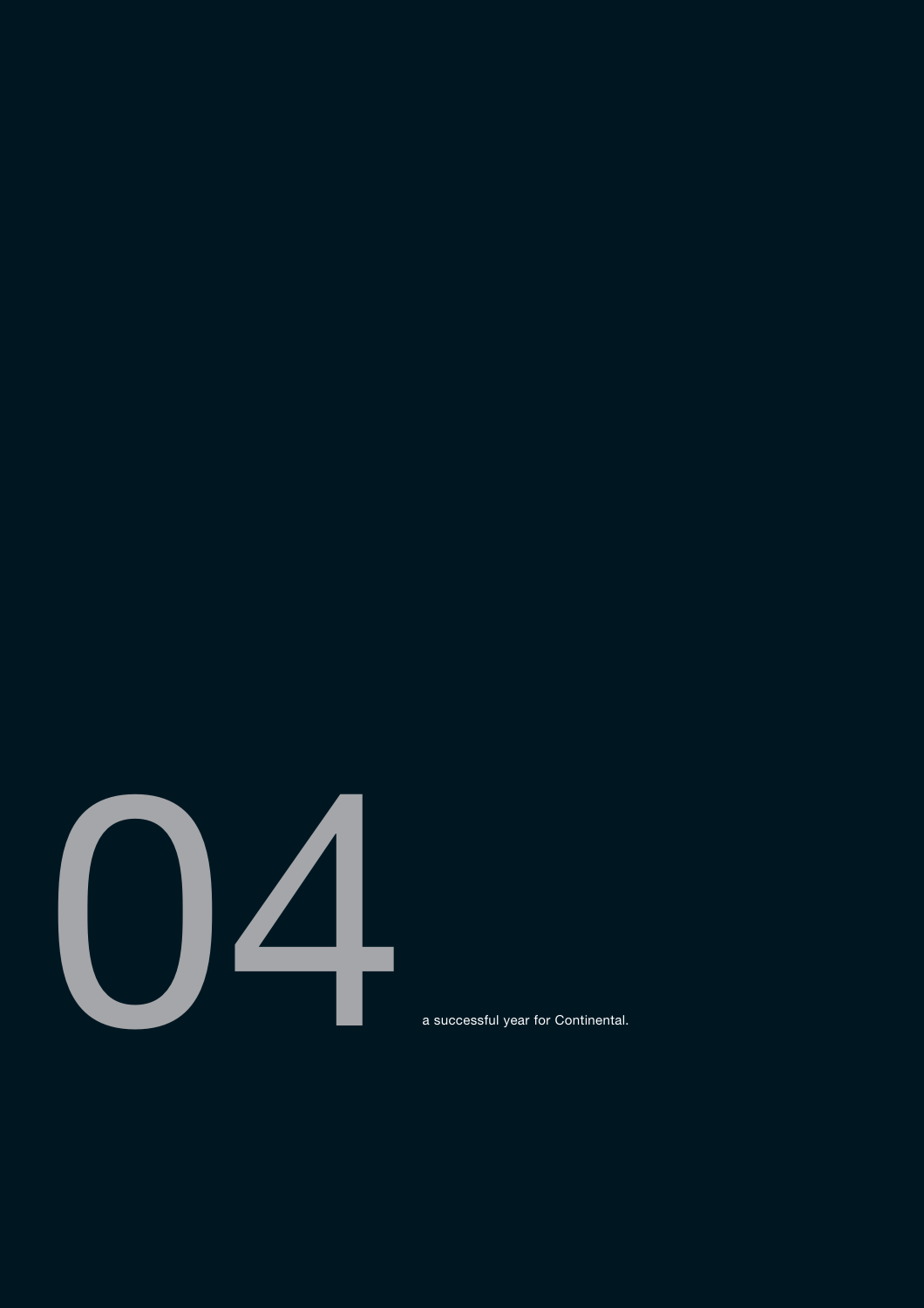# 04

a successful year for Continental.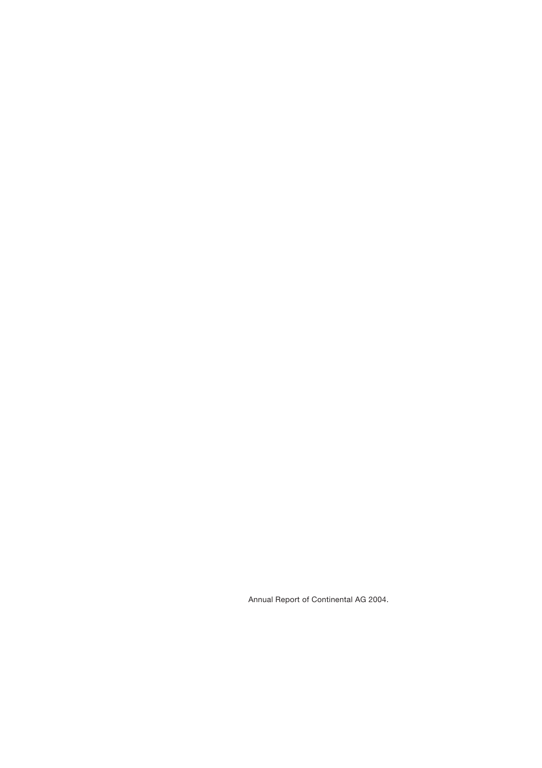Annual Report of Continental AG 2004.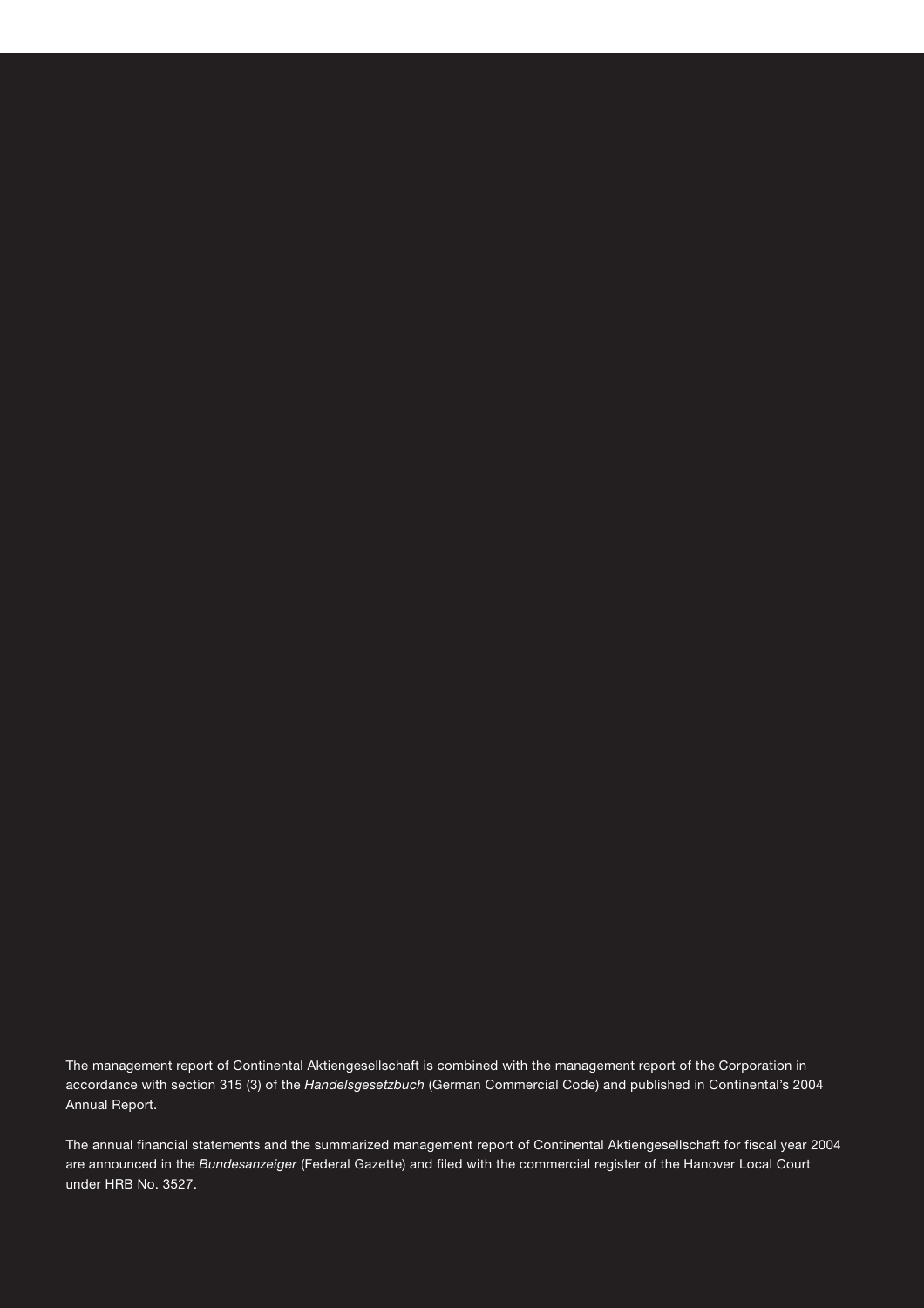The management report of Continental Aktiengesellschaft is combined with the management report of the Corporation in accordance with section 315 (3) of the *Handelsgesetzbuch* (German Commercial Code) and published in Continental's 2004 Annual Report.

The annual financial statements and the summarized management report of Continental Aktiengesellschaft for fiscal year 2004 are announced in the *Bundesanzeiger* (Federal Gazette) and filed with the commercial register of the Hanover Local Court under HRB No. 3527.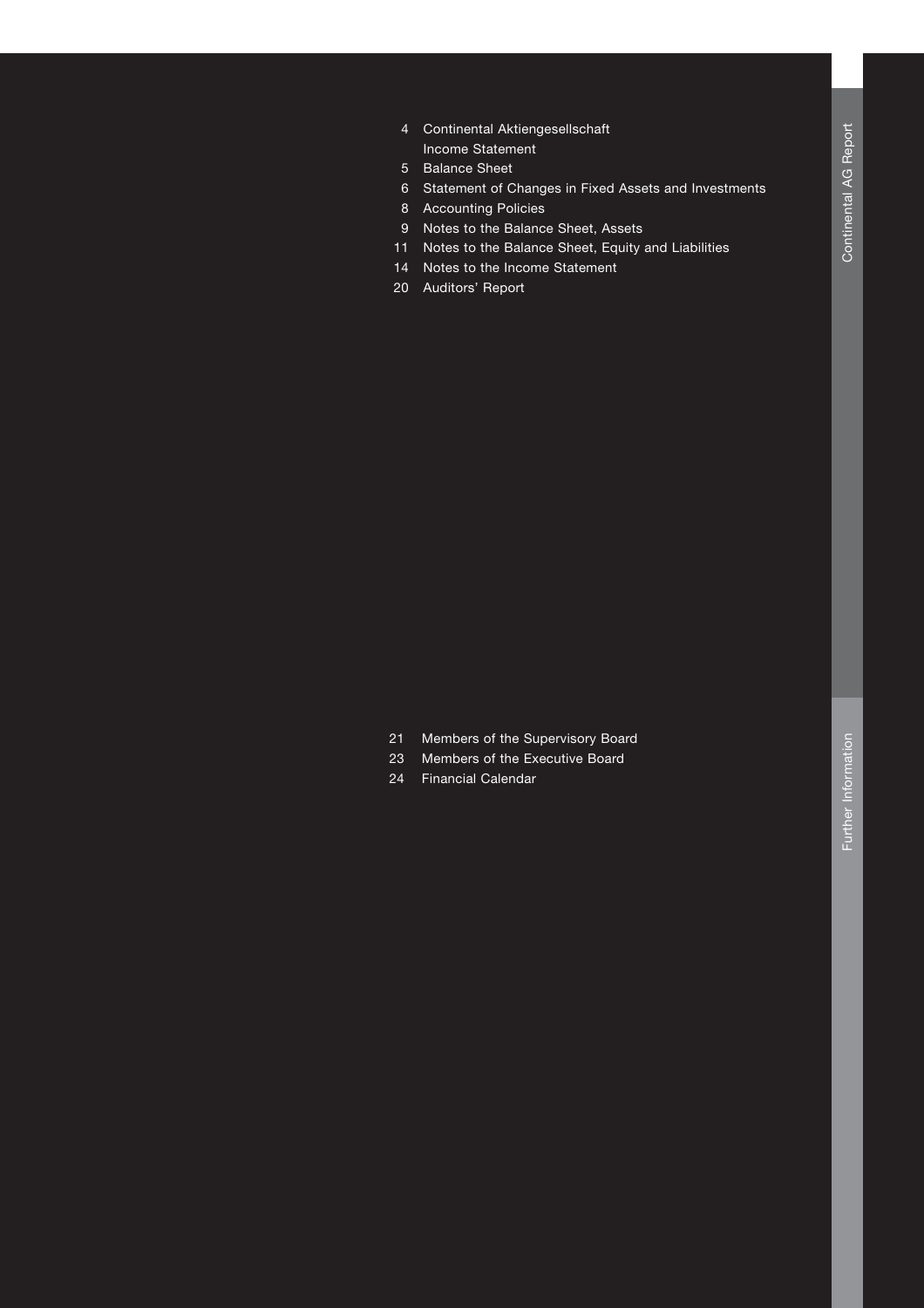## Continental AG Report

| | |
|---|---|
| 4 | Continental Aktiengesellschaft Income Statement |
| 5 | Balance Sheet |
| 6 | Statement of Changes in Fixed Assets and Investments |
| 8 | Accounting Policies |
| 9 | Notes to the Balance Sheet, Assets |
| 11 | Notes to the Balance Sheet, Equity and Liabilities |
| 14 | Notes to the Income Statement |
| 20 | Auditors' Report |

## Further Information

| | |
|---|---|
| 21 | Members of the Supervisory Board |
| 23 | Members of the Executive Board |
| 24 | Financial Calendar |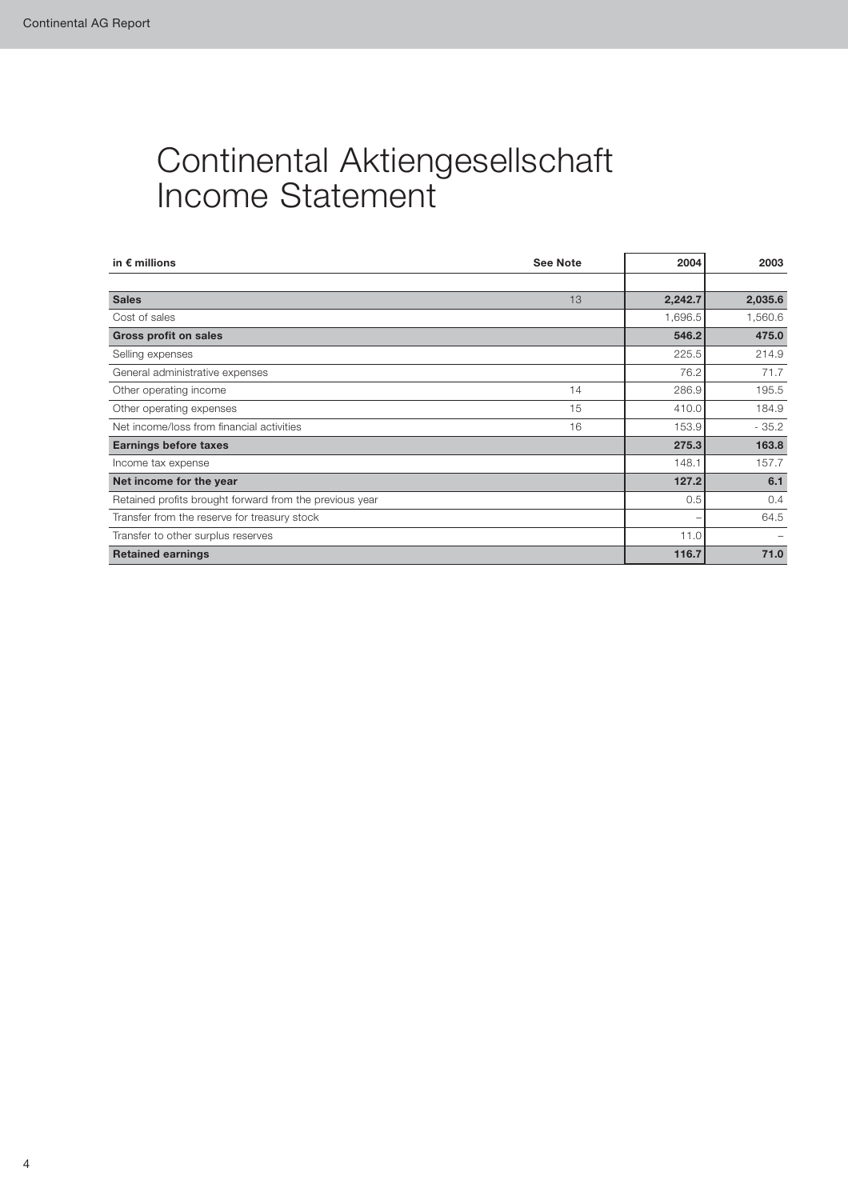# Continental Aktiengesellschaft Income Statement

| in € millions | See Note | 2004 | 2003 |
|---|---|---|---|
| **Sales** | 13 | **2,242.7** | **2,035.6** |
| Cost of sales | | 1,696.5 | 1,560.6 |
| **Gross profit on sales** | | **546.2** | **475.0** |
| Selling expenses | | 225.5 | 214.9 |
| General administrative expenses | | 76.2 | 71.7 |
| Other operating income | 14 | 286.9 | 195.5 |
| Other operating expenses | 15 | 410.0 | 184.9 |
| Net income/loss from financial activities | 16 | 153.9 | - 35.2 |
| **Earnings before taxes** | | **275.3** | **163.8** |
| Income tax expense | | 148.1 | 157.7 |
| **Net income for the year** | | **127.2** | **6.1** |
| Retained profits brought forward from the previous year | | 0.5 | 0.4 |
| Transfer from the reserve for treasury stock | | – | 64.5 |
| Transfer to other surplus reserves | | 11.0 | – |
| **Retained earnings** | | **116.7** | **71.0** |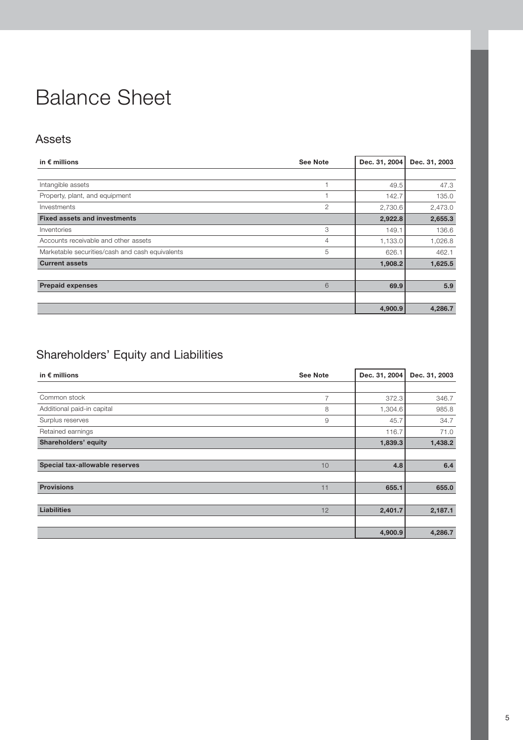# Balance Sheet

## Assets

| in € millions | See Note | Dec. 31, 2004 | Dec. 31, 2003 |
|---|---|---|---|
| Intangible assets | 1 | 49.5 | 47.3 |
| Property, plant, and equipment | 1 | 142.7 | 135.0 |
| Investments | 2 | 2,730.6 | 2,473.0 |
| **Fixed assets and investments** | | **2,922.8** | **2,655.3** |
| Inventories | 3 | 149.1 | 136.6 |
| Accounts receivable and other assets | 4 | 1,133.0 | 1,026.8 |
| Marketable securities/cash and cash equivalents | 5 | 626.1 | 462.1 |
| **Current assets** | | **1,908.2** | **1,625.5** |
| **Prepaid expenses** | 6 | **69.9** | **5.9** |
| | | **4,900.9** | **4,286.7** |

## Shareholders' Equity and Liabilities

| in € millions | See Note | Dec. 31, 2004 | Dec. 31, 2003 |
|---|---|---|---|
| Common stock | 7 | 372.3 | 346.7 |
| Additional paid-in capital | 8 | 1,304.6 | 985.8 |
| Surplus reserves | 9 | 45.7 | 34.7 |
| Retained earnings | | 116.7 | 71.0 |
| **Shareholders' equity** | | **1,839.3** | **1,438.2** |
| **Special tax-allowable reserves** | 10 | **4.8** | **6.4** |
| **Provisions** | 11 | **655.1** | **655.0** |
| **Liabilities** | 12 | **2,401.7** | **2,187.1** |
| | | **4,900.9** | **4,286.7** |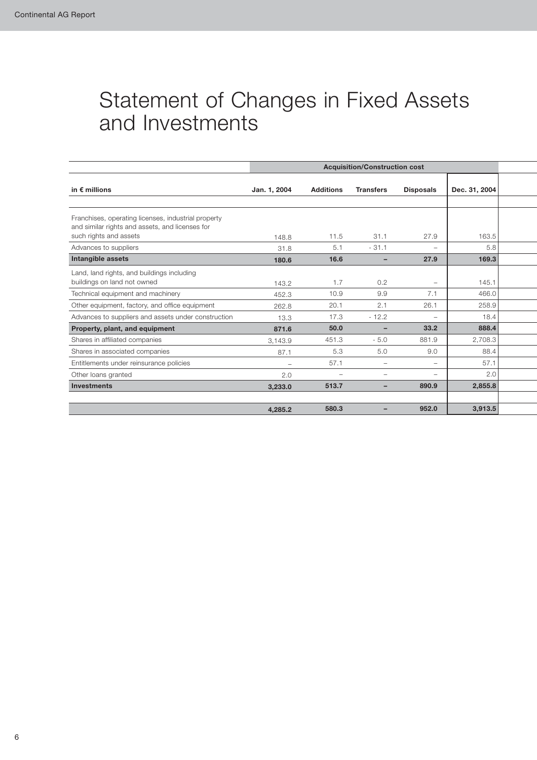# Statement of Changes in Fixed Assets and Investments

| in € millions | Acquisition/Construction cost | | | | |
|---|---|---|---|---|---|
| | Jan. 1, 2004 | Additions | Transfers | Disposals | Dec. 31, 2004 |
| Franchises, operating licenses, industrial property and similar rights and assets, and licenses for such rights and assets | 148.8 | 11.5 | 31.1 | 27.9 | 163.5 |
| Advances to suppliers | 31.8 | 5.1 | - 31.1 | – | 5.8 |
| **Intangible assets** | **180.6** | **16.6** | **–** | **27.9** | **169.3** |
| Land, land rights, and buildings including buildings on land not owned | 143.2 | 1.7 | 0.2 | – | 145.1 |
| Technical equipment and machinery | 452.3 | 10.9 | 9.9 | 7.1 | 466.0 |
| Other equipment, factory, and office equipment | 262.8 | 20.1 | 2.1 | 26.1 | 258.9 |
| Advances to suppliers and assets under construction | 13.3 | 17.3 | - 12.2 | – | 18.4 |
| **Property, plant, and equipment** | **871.6** | **50.0** | **–** | **33.2** | **888.4** |
| Shares in affiliated companies | 3,143.9 | 451.3 | - 5.0 | 881.9 | 2,708.3 |
| Shares in associated companies | 87.1 | 5.3 | 5.0 | 9.0 | 88.4 |
| Entitlements under reinsurance policies | – | 57.1 | – | – | 57.1 |
| Other loans granted | 2.0 | – | – | – | 2.0 |
| **Investments** | **3,233.0** | **513.7** | **–** | **890.9** | **2,855.8** |
| | **4,285.2** | **580.3** | **–** | **952.0** | **3,913.5** |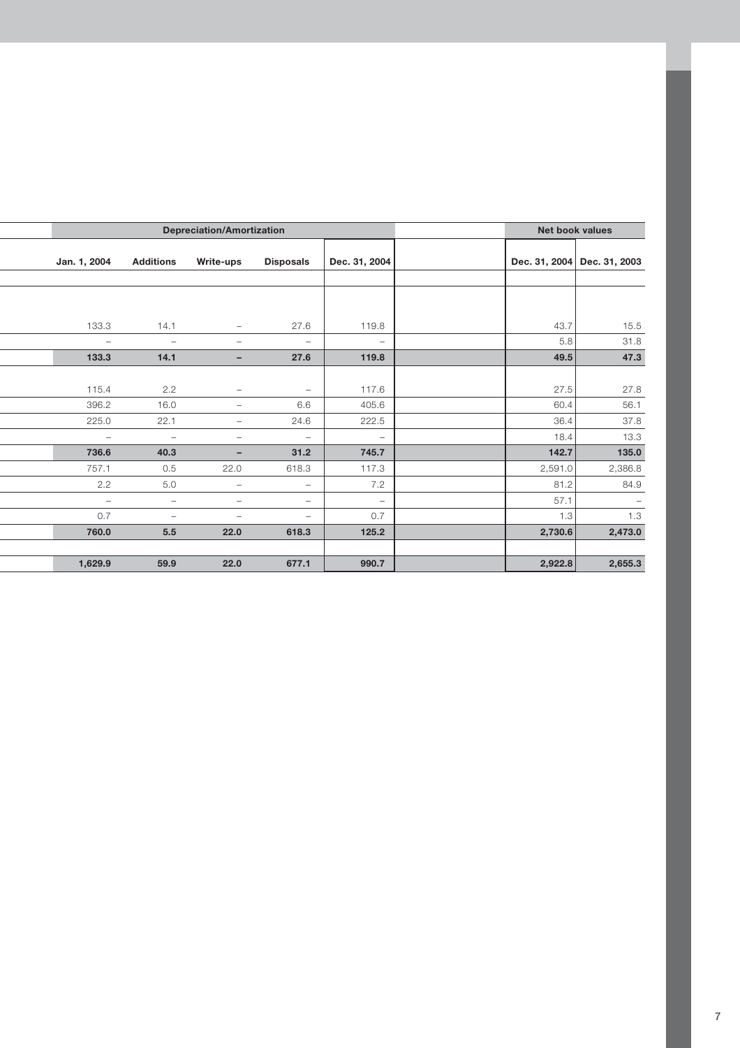| Depreciation/Amortization | | | | | Net book values | |
|---|---|---|---|---|---|---|
| Jan. 1, 2004 | Additions | Write-ups | Disposals | Dec. 31, 2004 | Dec. 31, 2004 | Dec. 31, 2003 |
| | | | | | | |
| 133.3 | 14.1 | – | 27.6 | 119.8 | 43.7 | 15.5 |
| – | – | – | – | – | 5.8 | 31.8 |
| **133.3** | **14.1** | **–** | **27.6** | **119.8** | **49.5** | **47.3** |
| | | | | | | |
| 115.4 | 2.2 | – | – | 117.6 | 27.5 | 27.8 |
| 396.2 | 16.0 | – | 6.6 | 405.6 | 60.4 | 56.1 |
| 225.0 | 22.1 | – | 24.6 | 222.5 | 36.4 | 37.8 |
| – | – | – | – | – | 18.4 | 13.3 |
| **736.6** | **40.3** | **–** | **31.2** | **745.7** | **142.7** | **135.0** |
| 757.1 | 0.5 | 22.0 | 618.3 | 117.3 | 2,591.0 | 2,386.8 |
| 2.2 | 5.0 | – | – | 7.2 | 81.2 | 84.9 |
| – | – | – | – | – | 57.1 | – |
| 0.7 | – | – | – | 0.7 | 1.3 | 1.3 |
| **760.0** | **5.5** | **22.0** | **618.3** | **125.2** | **2,730.6** | **2,473.0** |
| | | | | | | |
| **1,629.9** | **59.9** | **22.0** | **677.1** | **990.7** | **2,922.8** | **2,655.3** |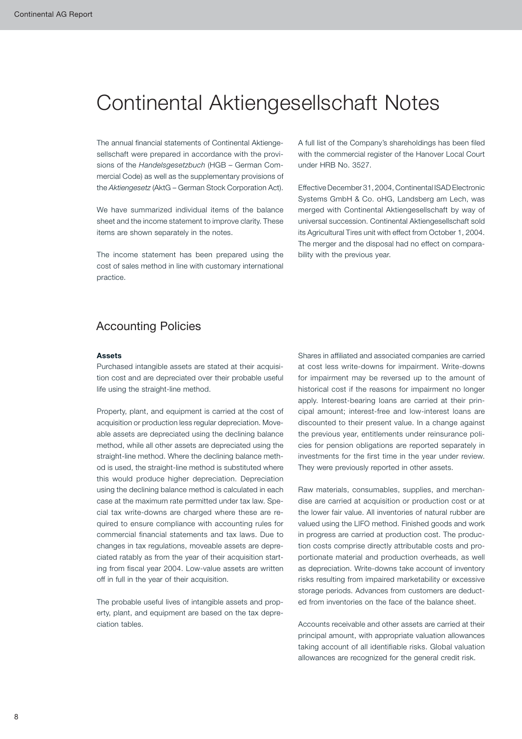# Continental Aktiengesellschaft Notes

The annual financial statements of Continental Aktiengesellschaft were prepared in accordance with the provisions of the *Handelsgesetzbuch* (HGB – German Commercial Code) as well as the supplementary provisions of the *Aktiengesetz* (AktG – German Stock Corporation Act).

We have summarized individual items of the balance sheet and the income statement to improve clarity. These items are shown separately in the notes.

The income statement has been prepared using the cost of sales method in line with customary international practice.

A full list of the Company's shareholdings has been filed with the commercial register of the Hanover Local Court under HRB No. 3527.

Effective December 31, 2004, Continental ISAD Electronic Systems GmbH & Co. oHG, Landsberg am Lech, was merged with Continental Aktiengesellschaft by way of universal succession. Continental Aktiengesellschaft sold its Agricultural Tires unit with effect from October 1, 2004. The merger and the disposal had no effect on comparability with the previous year.

## Accounting Policies

**Assets**

Purchased intangible assets are stated at their acquisition cost and are depreciated over their probable useful life using the straight-line method.

Property, plant, and equipment is carried at the cost of acquisition or production less regular depreciation. Moveable assets are depreciated using the declining balance method, while all other assets are depreciated using the straight-line method. Where the declining balance method is used, the straight-line method is substituted where this would produce higher depreciation. Depreciation using the declining balance method is calculated in each case at the maximum rate permitted under tax law. Special tax write-downs are charged where these are required to ensure compliance with accounting rules for commercial financial statements and tax laws. Due to changes in tax regulations, moveable assets are depreciated ratably as from the year of their acquisition starting from fiscal year 2004. Low-value assets are written off in full in the year of their acquisition.

The probable useful lives of intangible assets and property, plant, and equipment are based on the tax depreciation tables.

Shares in affiliated and associated companies are carried at cost less write-downs for impairment. Write-downs for impairment may be reversed up to the amount of historical cost if the reasons for impairment no longer apply. Interest-bearing loans are carried at their principal amount; interest-free and low-interest loans are discounted to their present value. In a change against the previous year, entitlements under reinsurance policies for pension obligations are reported separately in investments for the first time in the year under review. They were previously reported in other assets.

Raw materials, consumables, supplies, and merchandise are carried at acquisition or production cost or at the lower fair value. All inventories of natural rubber are valued using the LIFO method. Finished goods and work in progress are carried at production cost. The production costs comprise directly attributable costs and proportionate material and production overheads, as well as depreciation. Write-downs take account of inventory risks resulting from impaired marketability or excessive storage periods. Advances from customers are deducted from inventories on the face of the balance sheet.

Accounts receivable and other assets are carried at their principal amount, with appropriate valuation allowances taking account of all identifiable risks. Global valuation allowances are recognized for the general credit risk.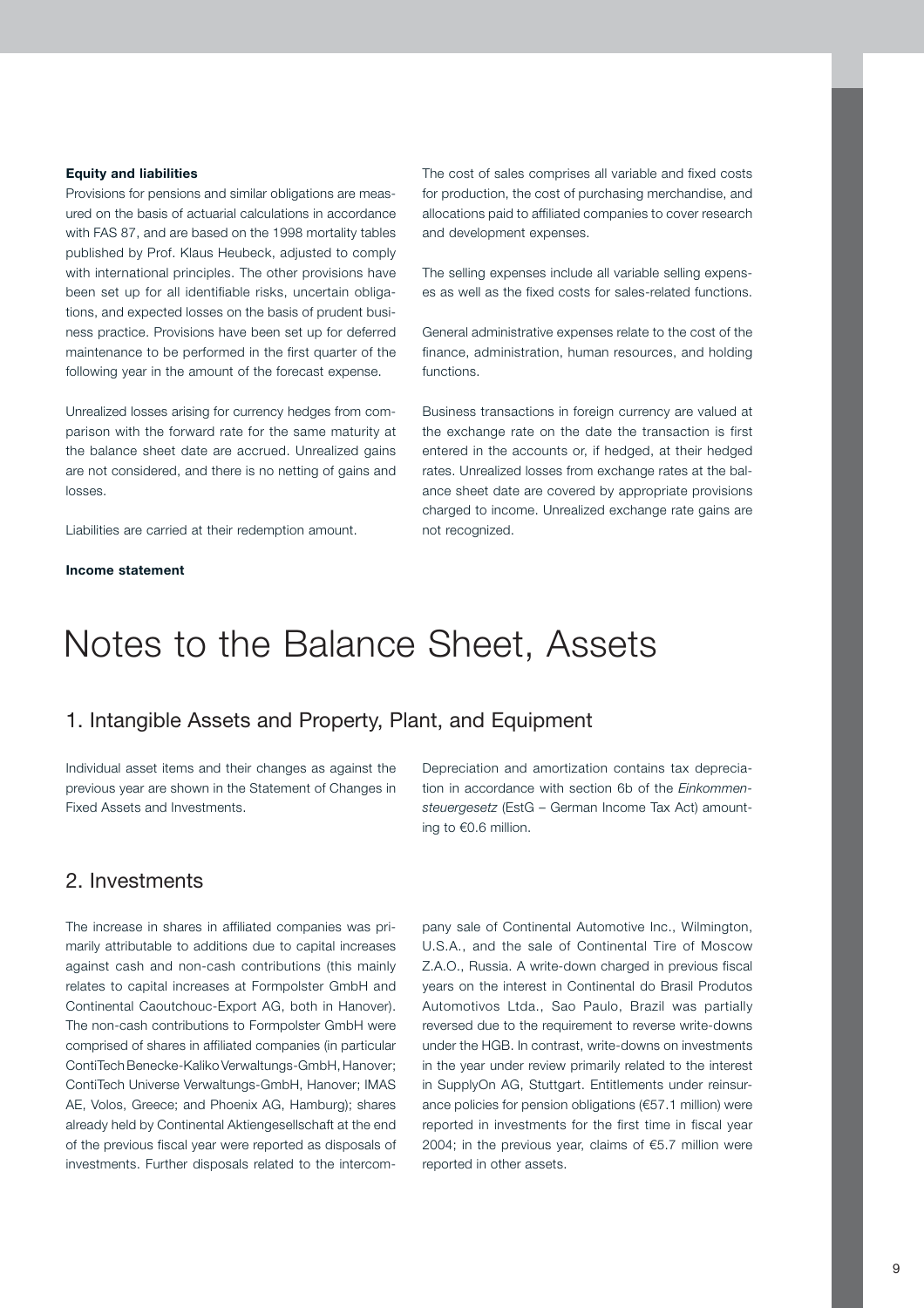**Equity and liabilities**

Provisions for pensions and similar obligations are measured on the basis of actuarial calculations in accordance with FAS 87, and are based on the 1998 mortality tables published by Prof. Klaus Heubeck, adjusted to comply with international principles. The other provisions have been set up for all identifiable risks, uncertain obligations, and expected losses on the basis of prudent business practice. Provisions have been set up for deferred maintenance to be performed in the first quarter of the following year in the amount of the forecast expense.

Unrealized losses arising for currency hedges from comparison with the forward rate for the same maturity at the balance sheet date are accrued. Unrealized gains are not considered, and there is no netting of gains and losses.

Liabilities are carried at their redemption amount.

**Income statement**

The cost of sales comprises all variable and fixed costs for production, the cost of purchasing merchandise, and allocations paid to affiliated companies to cover research and development expenses.

The selling expenses include all variable selling expenses as well as the fixed costs for sales-related functions.

General administrative expenses relate to the cost of the finance, administration, human resources, and holding functions.

Business transactions in foreign currency are valued at the exchange rate on the date the transaction is first entered in the accounts or, if hedged, at their hedged rates. Unrealized losses from exchange rates at the balance sheet date are covered by appropriate provisions charged to income. Unrealized exchange rate gains are not recognized.

# Notes to the Balance Sheet, Assets

## 1. Intangible Assets and Property, Plant, and Equipment

Individual asset items and their changes as against the previous year are shown in the Statement of Changes in Fixed Assets and Investments.

Depreciation and amortization contains tax depreciation in accordance with section 6b of the *Einkommensteuergesetz* (EstG – German Income Tax Act) amounting to €0.6 million.

## 2. Investments

The increase in shares in affiliated companies was primarily attributable to additions due to capital increases against cash and non-cash contributions (this mainly relates to capital increases at Formpolster GmbH and Continental Caoutchouc-Export AG, both in Hanover). The non-cash contributions to Formpolster GmbH were comprised of shares in affiliated companies (in particular ContiTech Benecke-Kaliko Verwaltungs-GmbH, Hanover; ContiTech Universe Verwaltungs-GmbH, Hanover; IMAS AE, Volos, Greece; and Phoenix AG, Hamburg); shares already held by Continental Aktiengesellschaft at the end of the previous fiscal year were reported as disposals of investments. Further disposals related to the intercompany sale of Continental Automotive Inc., Wilmington, U.S.A., and the sale of Continental Tire of Moscow Z.A.O., Russia. A write-down charged in previous fiscal years on the interest in Continental do Brasil Produtos Automotivos Ltda., Sao Paulo, Brazil was partially reversed due to the requirement to reverse write-downs under the HGB. In contrast, write-downs on investments in the year under review primarily related to the interest in SupplyOn AG, Stuttgart. Entitlements under reinsurance policies for pension obligations (€57.1 million) were reported in investments for the first time in fiscal year 2004; in the previous year, claims of €5.7 million were reported in other assets.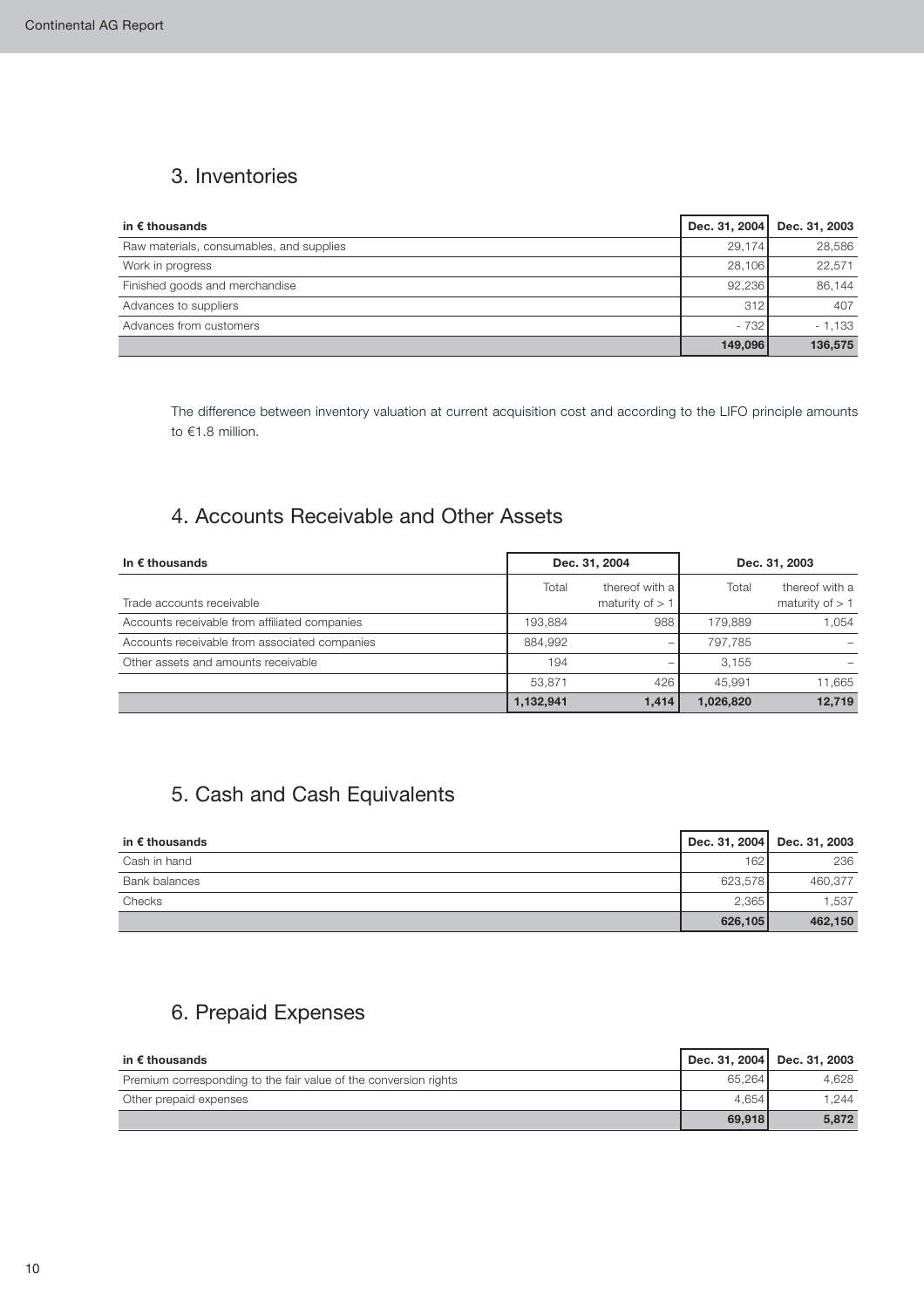## 3. Inventories

| in € thousands | Dec. 31, 2004 | Dec. 31, 2003 |
|---|---|---|
| Raw materials, consumables, and supplies | 29,174 | 28,586 |
| Work in progress | 28,106 | 22,571 |
| Finished goods and merchandise | 92,236 | 86,144 |
| Advances to suppliers | 312 | 407 |
| Advances from customers | - 732 | - 1,133 |
| | **149,096** | **136,575** |

The difference between inventory valuation at current acquisition cost and according to the LIFO principle amounts to €1.8 million.

## 4. Accounts Receivable and Other Assets

| In € thousands | Dec. 31, 2004 | | Dec. 31, 2003 | |
|---|---|---|---|---|
| Trade accounts receivable | Total | thereof with a maturity of > 1 | Total | thereof with a maturity of > 1 |
| Accounts receivable from affiliated companies | 193,884 | 988 | 179,889 | 1,054 |
| Accounts receivable from associated companies | 884,992 | – | 797,785 | – |
| Other assets and amounts receivable | 194 | – | 3,155 | – |
| | 53,871 | 426 | 45,991 | 11,665 |
| | **1,132,941** | **1,414** | **1,026,820** | **12,719** |

## 5. Cash and Cash Equivalents

| in € thousands | Dec. 31, 2004 | Dec. 31, 2003 |
|---|---|---|
| Cash in hand | 162 | 236 |
| Bank balances | 623,578 | 460,377 |
| Checks | 2,365 | 1,537 |
| | **626,105** | **462,150** |

## 6. Prepaid Expenses

| in € thousands | Dec. 31, 2004 | Dec. 31, 2003 |
|---|---|---|
| Premium corresponding to the fair value of the conversion rights | 65,264 | 4,628 |
| Other prepaid expenses | 4,654 | 1,244 |
| | **69,918** | **5,872** |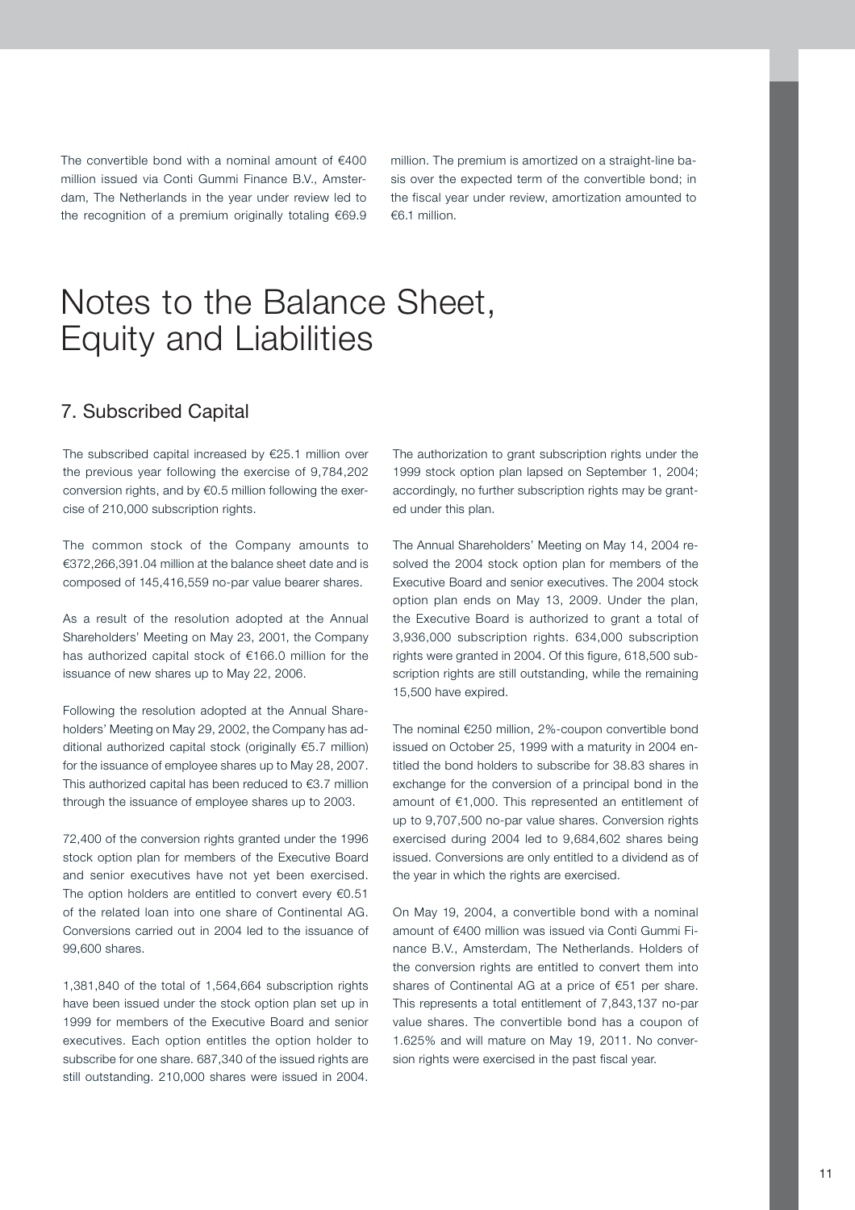The convertible bond with a nominal amount of €400 million issued via Conti Gummi Finance B.V., Amsterdam, The Netherlands in the year under review led to the recognition of a premium originally totaling €69.9 million. The premium is amortized on a straight-line basis over the expected term of the convertible bond; in the fiscal year under review, amortization amounted to €6.1 million.

# Notes to the Balance Sheet, Equity and Liabilities

## 7. Subscribed Capital

The subscribed capital increased by €25.1 million over the previous year following the exercise of 9,784,202 conversion rights, and by €0.5 million following the exercise of 210,000 subscription rights.

The common stock of the Company amounts to €372,266,391.04 million at the balance sheet date and is composed of 145,416,559 no-par value bearer shares.

As a result of the resolution adopted at the Annual Shareholders' Meeting on May 23, 2001, the Company has authorized capital stock of €166.0 million for the issuance of new shares up to May 22, 2006.

Following the resolution adopted at the Annual Shareholders' Meeting on May 29, 2002, the Company has additional authorized capital stock (originally €5.7 million) for the issuance of employee shares up to May 28, 2007. This authorized capital has been reduced to €3.7 million through the issuance of employee shares up to 2003.

72,400 of the conversion rights granted under the 1996 stock option plan for members of the Executive Board and senior executives have not yet been exercised. The option holders are entitled to convert every €0.51 of the related loan into one share of Continental AG. Conversions carried out in 2004 led to the issuance of 99,600 shares.

1,381,840 of the total of 1,564,664 subscription rights have been issued under the stock option plan set up in 1999 for members of the Executive Board and senior executives. Each option entitles the option holder to subscribe for one share. 687,340 of the issued rights are still outstanding. 210,000 shares were issued in 2004.

The authorization to grant subscription rights under the 1999 stock option plan lapsed on September 1, 2004; accordingly, no further subscription rights may be granted under this plan.

The Annual Shareholders' Meeting on May 14, 2004 resolved the 2004 stock option plan for members of the Executive Board and senior executives. The 2004 stock option plan ends on May 13, 2009. Under the plan, the Executive Board is authorized to grant a total of 3,936,000 subscription rights. 634,000 subscription rights were granted in 2004. Of this figure, 618,500 subscription rights are still outstanding, while the remaining 15,500 have expired.

The nominal €250 million, 2%-coupon convertible bond issued on October 25, 1999 with a maturity in 2004 entitled the bond holders to subscribe for 38.83 shares in exchange for the conversion of a principal bond in the amount of €1,000. This represented an entitlement of up to 9,707,500 no-par value shares. Conversion rights exercised during 2004 led to 9,684,602 shares being issued. Conversions are only entitled to a dividend as of the year in which the rights are exercised.

On May 19, 2004, a convertible bond with a nominal amount of €400 million was issued via Conti Gummi Finance B.V., Amsterdam, The Netherlands. Holders of the conversion rights are entitled to convert them into shares of Continental AG at a price of €51 per share. This represents a total entitlement of 7,843,137 no-par value shares. The convertible bond has a coupon of 1.625% and will mature on May 19, 2011. No conversion rights were exercised in the past fiscal year.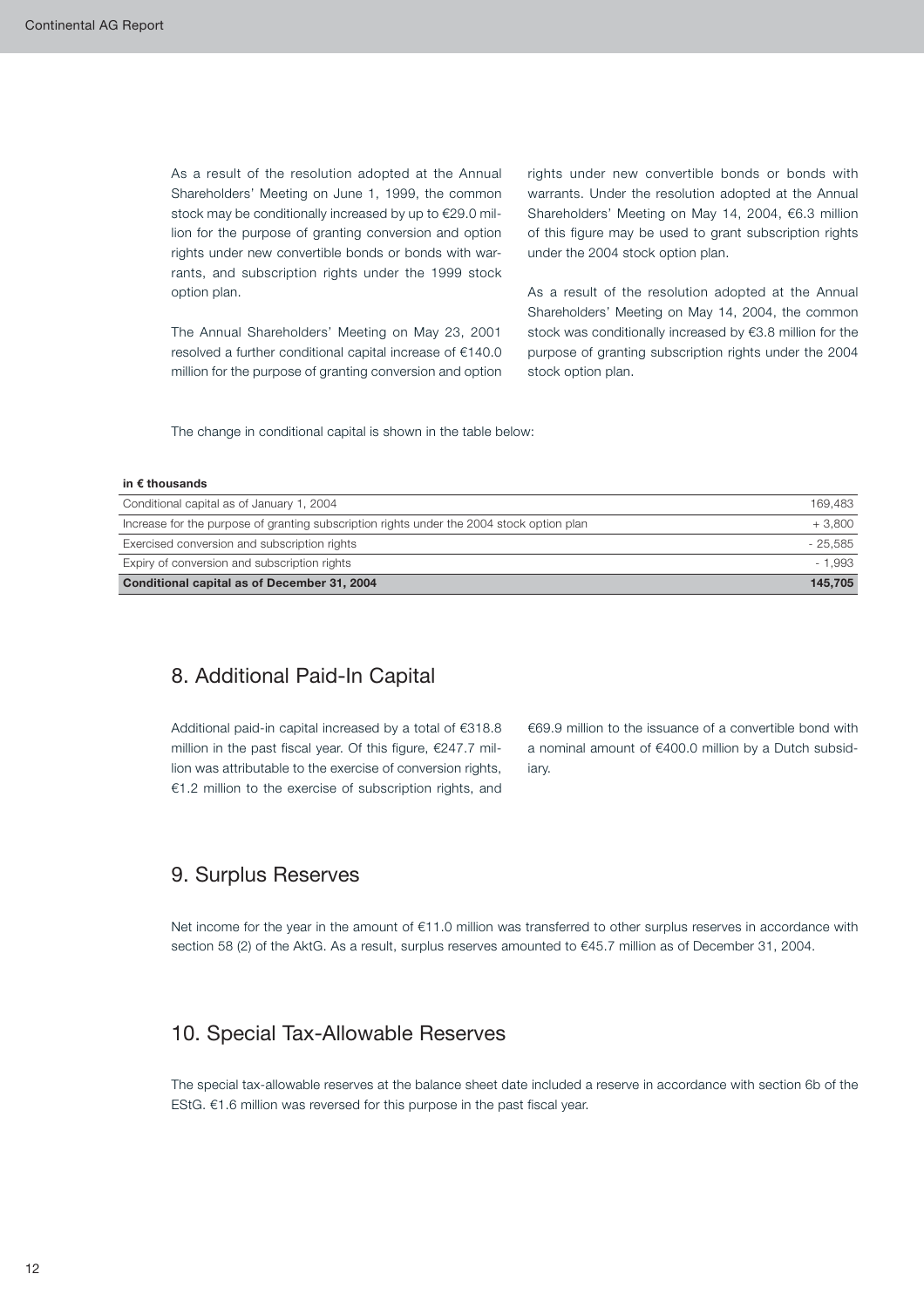As a result of the resolution adopted at the Annual Shareholders' Meeting on June 1, 1999, the common stock may be conditionally increased by up to €29.0 million for the purpose of granting conversion and option rights under new convertible bonds or bonds with warrants, and subscription rights under the 1999 stock option plan.

The Annual Shareholders' Meeting on May 23, 2001 resolved a further conditional capital increase of €140.0 million for the purpose of granting conversion and option rights under new convertible bonds or bonds with warrants. Under the resolution adopted at the Annual Shareholders' Meeting on May 14, 2004, €6.3 million of this figure may be used to grant subscription rights under the 2004 stock option plan.

As a result of the resolution adopted at the Annual Shareholders' Meeting on May 14, 2004, the common stock was conditionally increased by €3.8 million for the purpose of granting subscription rights under the 2004 stock option plan.

The change in conditional capital is shown in the table below:

| in € thousands | |
|---|---|
| Conditional capital as of January 1, 2004 | 169,483 |
| Increase for the purpose of granting subscription rights under the 2004 stock option plan | + 3,800 |
| Exercised conversion and subscription rights | - 25,585 |
| Expiry of conversion and subscription rights | - 1,993 |
| **Conditional capital as of December 31, 2004** | **145,705** |

## 8. Additional Paid-In Capital

Additional paid-in capital increased by a total of €318.8 million in the past fiscal year. Of this figure, €247.7 million was attributable to the exercise of conversion rights, €1.2 million to the exercise of subscription rights, and €69.9 million to the issuance of a convertible bond with a nominal amount of €400.0 million by a Dutch subsidiary.

## 9. Surplus Reserves

Net income for the year in the amount of €11.0 million was transferred to other surplus reserves in accordance with section 58 (2) of the AktG. As a result, surplus reserves amounted to €45.7 million as of December 31, 2004.

## 10. Special Tax-Allowable Reserves

The special tax-allowable reserves at the balance sheet date included a reserve in accordance with section 6b of the EStG. €1.6 million was reversed for this purpose in the past fiscal year.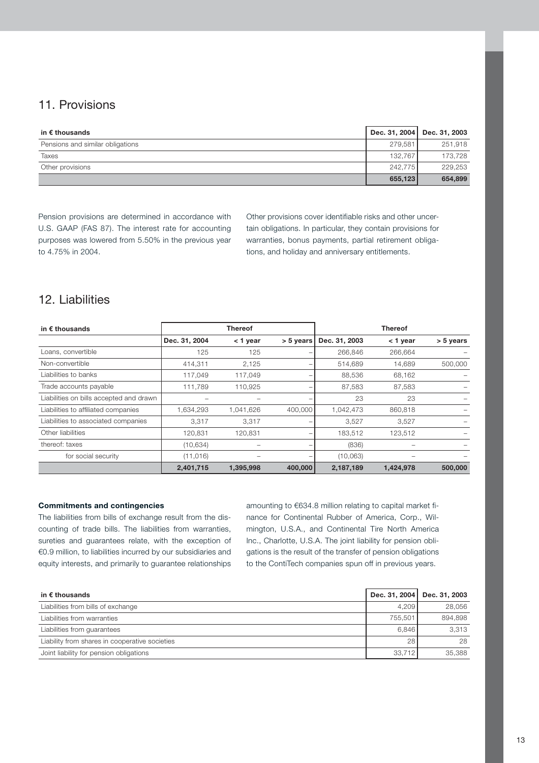## 11. Provisions

| in € thousands | Dec. 31, 2004 | Dec. 31, 2003 |
|---|---|---|
| Pensions and similar obligations | 279,581 | 251,918 |
| Taxes | 132,767 | 173,728 |
| Other provisions | 242,775 | 229,253 |
| | **655,123** | **654,899** |

Pension provisions are determined in accordance with U.S. GAAP (FAS 87). The interest rate for accounting purposes was lowered from 5.50% in the previous year to 4.75% in 2004.

Other provisions cover identifiable risks and other uncertain obligations. In particular, they contain provisions for warranties, bonus payments, partial retirement obligations, and holiday and anniversary entitlements.

## 12. Liabilities

| in € thousands | | Thereof | | | Thereof | |
|---|---|---|---|---|---|---|
| | Dec. 31, 2004 | < 1 year | > 5 years | Dec. 31, 2003 | < 1 year | > 5 years |
| Loans, convertible | 125 | 125 | – | 266,846 | 266,664 | – |
| Non-convertible | 414,311 | 2,125 | – | 514,689 | 14,689 | 500,000 |
| Liabilities to banks | 117,049 | 117,049 | – | 88,536 | 68,162 | – |
| Trade accounts payable | 111,789 | 110,925 | – | 87,583 | 87,583 | – |
| Liabilities on bills accepted and drawn | – | – | – | 23 | 23 | – |
| Liabilities to affiliated companies | 1,634,293 | 1,041,626 | 400,000 | 1,042,473 | 860,818 | – |
| Liabilities to associated companies | 3,317 | 3,317 | – | 3,527 | 3,527 | – |
| Other liabilities | 120,831 | 120,831 | – | 183,512 | 123,512 | – |
| thereof: taxes | (10,634) | – | – | (836) | – | – |
| for social security | (11,016) | – | – | (10,063) | – | – |
| | **2,401,715** | **1,395,998** | **400,000** | **2,187,189** | **1,424,978** | **500,000** |

**Commitments and contingencies**

The liabilities from bills of exchange result from the discounting of trade bills. The liabilities from warranties, sureties and guarantees relate, with the exception of €0.9 million, to liabilities incurred by our subsidiaries and equity interests, and primarily to guarantee relationships amounting to €634.8 million relating to capital market finance for Continental Rubber of America, Corp., Wilmington, U.S.A., and Continental Tire North America Inc., Charlotte, U.S.A. The joint liability for pension obligations is the result of the transfer of pension obligations to the ContiTech companies spun off in previous years.

| in € thousands | Dec. 31, 2004 | Dec. 31, 2003 |
|---|---|---|
| Liabilities from bills of exchange | 4,209 | 28,056 |
| Liabilities from warranties | 755,501 | 894,898 |
| Liabilities from guarantees | 6,846 | 3,313 |
| Liability from shares in cooperative societies | 28 | 28 |
| Joint liability for pension obligations | 33,712 | 35,388 |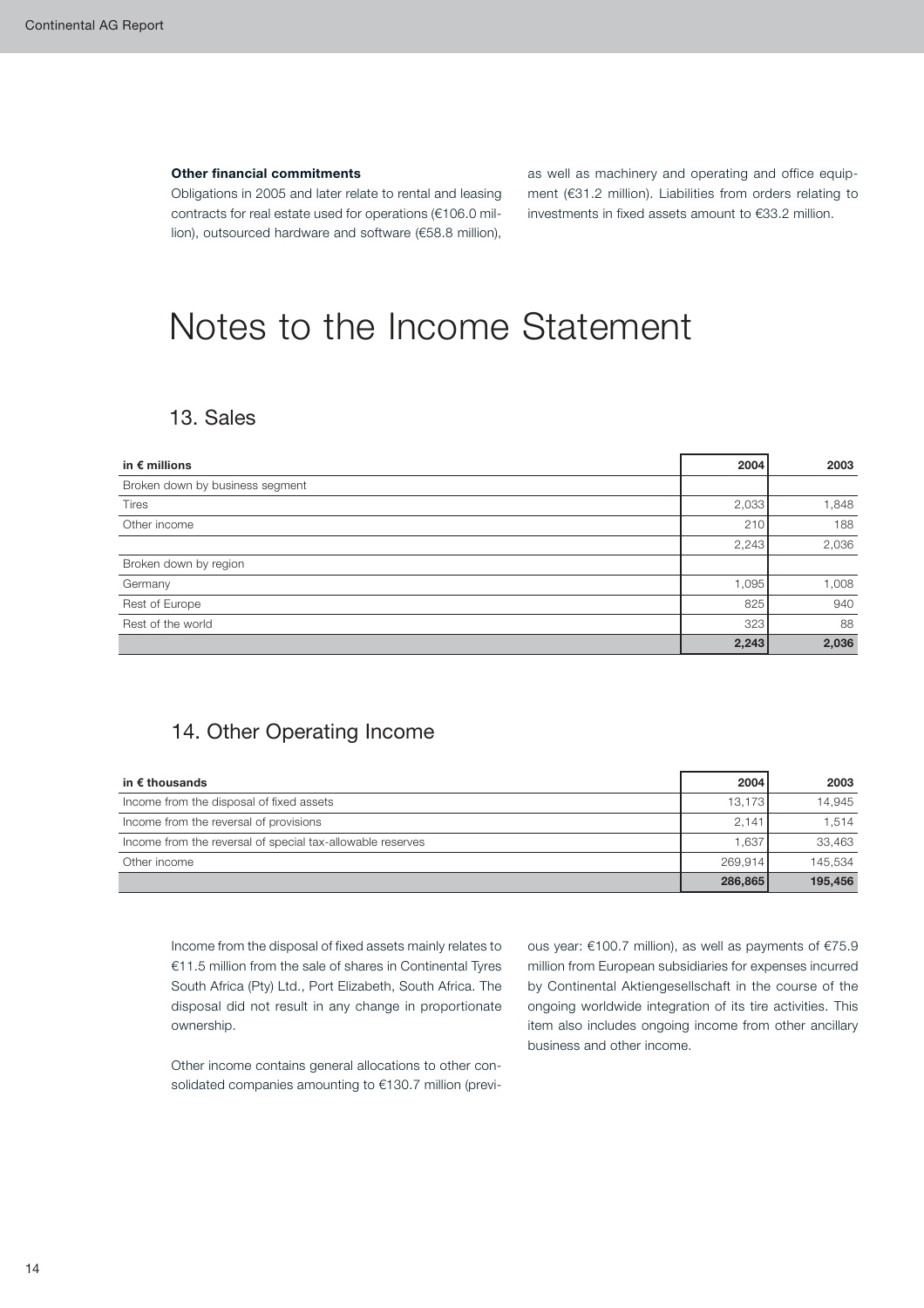**Other financial commitments**

Obligations in 2005 and later relate to rental and leasing contracts for real estate used for operations (€106.0 million), outsourced hardware and software (€58.8 million), as well as machinery and operating and office equipment (€31.2 million). Liabilities from orders relating to investments in fixed assets amount to €33.2 million.

# Notes to the Income Statement

## 13. Sales

| in € millions | 2004 | 2003 |
|---|---|---|
| Broken down by business segment | | |
| Tires | 2,033 | 1,848 |
| Other income | 210 | 188 |
| | 2,243 | 2,036 |
| Broken down by region | | |
| Germany | 1,095 | 1,008 |
| Rest of Europe | 825 | 940 |
| Rest of the world | 323 | 88 |
| | **2,243** | **2,036** |

## 14. Other Operating Income

| in € thousands | 2004 | 2003 |
|---|---|---|
| Income from the disposal of fixed assets | 13,173 | 14,945 |
| Income from the reversal of provisions | 2,141 | 1,514 |
| Income from the reversal of special tax-allowable reserves | 1,637 | 33,463 |
| Other income | 269,914 | 145,534 |
| | **286,865** | **195,456** |

Income from the disposal of fixed assets mainly relates to €11.5 million from the sale of shares in Continental Tyres South Africa (Pty) Ltd., Port Elizabeth, South Africa. The disposal did not result in any change in proportionate ownership.

Other income contains general allocations to other consolidated companies amounting to €130.7 million (previous year: €100.7 million), as well as payments of €75.9 million from European subsidiaries for expenses incurred by Continental Aktiengesellschaft in the course of the ongoing worldwide integration of its tire activities. This item also includes ongoing income from other ancillary business and other income.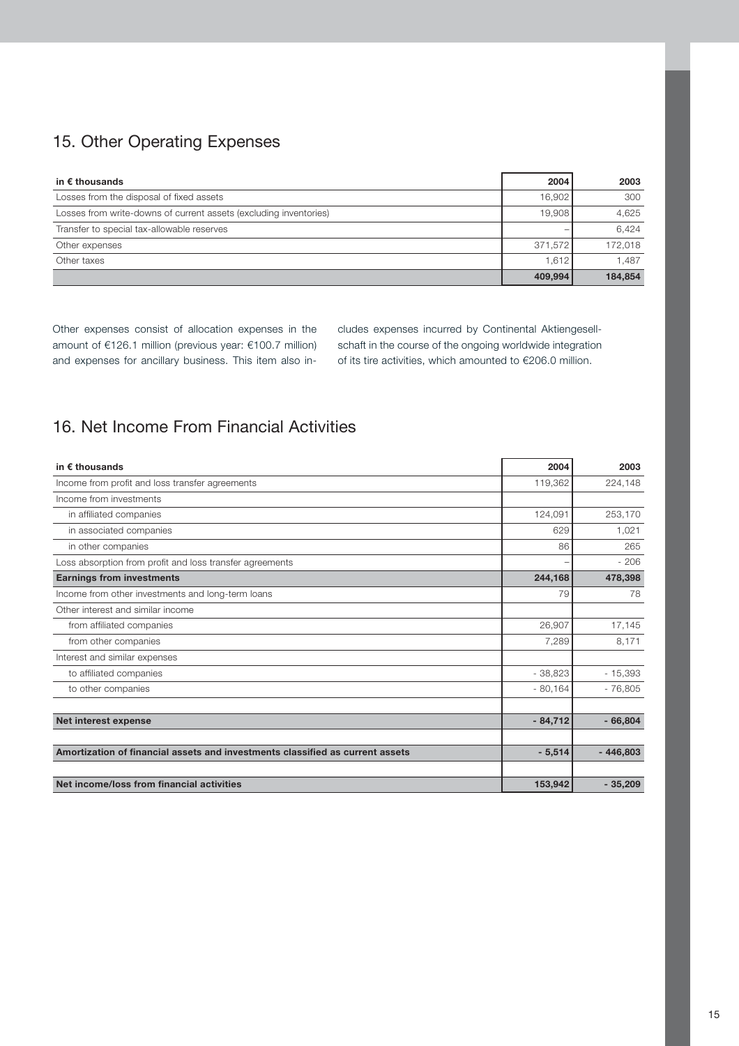## 15. Other Operating Expenses

| in € thousands | 2004 | 2003 |
|---|---|---|
| Losses from the disposal of fixed assets | 16,902 | 300 |
| Losses from write-downs of current assets (excluding inventories) | 19,908 | 4,625 |
| Transfer to special tax-allowable reserves | – | 6,424 |
| Other expenses | 371,572 | 172,018 |
| Other taxes | 1,612 | 1,487 |
| | **409,994** | **184,854** |

Other expenses consist of allocation expenses in the amount of €126.1 million (previous year: €100.7 million) and expenses for ancillary business. This item also includes expenses incurred by Continental Aktiengesellschaft in the course of the ongoing worldwide integration of its tire activities, which amounted to €206.0 million.

## 16. Net Income From Financial Activities

| in € thousands | 2004 | 2003 |
|---|---|---|
| Income from profit and loss transfer agreements | 119,362 | 224,148 |
| Income from investments | | |
| in affiliated companies | 124,091 | 253,170 |
| in associated companies | 629 | 1,021 |
| in other companies | 86 | 265 |
| Loss absorption from profit and loss transfer agreements | – | - 206 |
| **Earnings from investments** | **244,168** | **478,398** |
| Income from other investments and long-term loans | 79 | 78 |
| Other interest and similar income | | |
| from affiliated companies | 26,907 | 17,145 |
| from other companies | 7,289 | 8,171 |
| Interest and similar expenses | | |
| to affiliated companies | - 38,823 | - 15,393 |
| to other companies | - 80,164 | - 76,805 |
| **Net interest expense** | **- 84,712** | **- 66,804** |
| **Amortization of financial assets and investments classified as current assets** | **- 5,514** | **- 446,803** |
| **Net income/loss from financial activities** | **153,942** | **- 35,209** |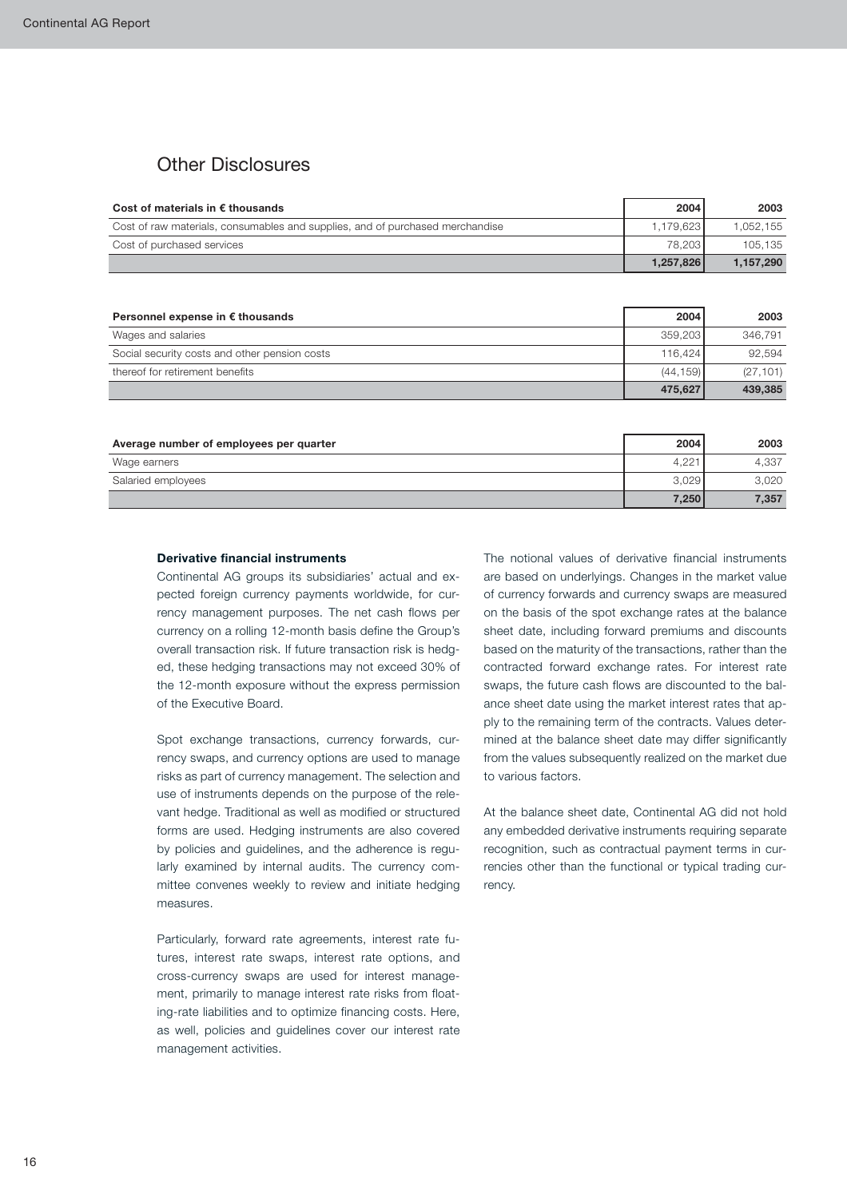## Other Disclosures

| Cost of materials in € thousands | 2004 | 2003 |
|---|---|---|
| Cost of raw materials, consumables and supplies, and of purchased merchandise | 1,179,623 | 1,052,155 |
| Cost of purchased services | 78,203 | 105,135 |
| | **1,257,826** | **1,157,290** |

| Personnel expense in € thousands | 2004 | 2003 |
|---|---|---|
| Wages and salaries | 359,203 | 346,791 |
| Social security costs and other pension costs | 116,424 | 92,594 |
| thereof for retirement benefits | (44,159) | (27,101) |
| | **475,627** | **439,385** |

| Average number of employees per quarter | 2004 | 2003 |
|---|---|---|
| Wage earners | 4,221 | 4,337 |
| Salaried employees | 3,029 | 3,020 |
| | **7,250** | **7,357** |

**Derivative financial instruments**

Continental AG groups its subsidiaries' actual and expected foreign currency payments worldwide, for currency management purposes. The net cash flows per currency on a rolling 12-month basis define the Group's overall transaction risk. If future transaction risk is hedged, these hedging transactions may not exceed 30% of the 12-month exposure without the express permission of the Executive Board.

Spot exchange transactions, currency forwards, currency swaps, and currency options are used to manage risks as part of currency management. The selection and use of instruments depends on the purpose of the relevant hedge. Traditional as well as modified or structured forms are used. Hedging instruments are also covered by policies and guidelines, and the adherence is regularly examined by internal audits. The currency committee convenes weekly to review and initiate hedging measures.

Particularly, forward rate agreements, interest rate futures, interest rate swaps, interest rate options, and cross-currency swaps are used for interest management, primarily to manage interest rate risks from floating-rate liabilities and to optimize financing costs. Here, as well, policies and guidelines cover our interest rate management activities.

The notional values of derivative financial instruments are based on underlyings. Changes in the market value of currency forwards and currency swaps are measured on the basis of the spot exchange rates at the balance sheet date, including forward premiums and discounts based on the maturity of the transactions, rather than the contracted forward exchange rates. For interest rate swaps, the future cash flows are discounted to the balance sheet date using the market interest rates that apply to the remaining term of the contracts. Values determined at the balance sheet date may differ significantly from the values subsequently realized on the market due to various factors.

At the balance sheet date, Continental AG did not hold any embedded derivative instruments requiring separate recognition, such as contractual payment terms in currencies other than the functional or typical trading currency.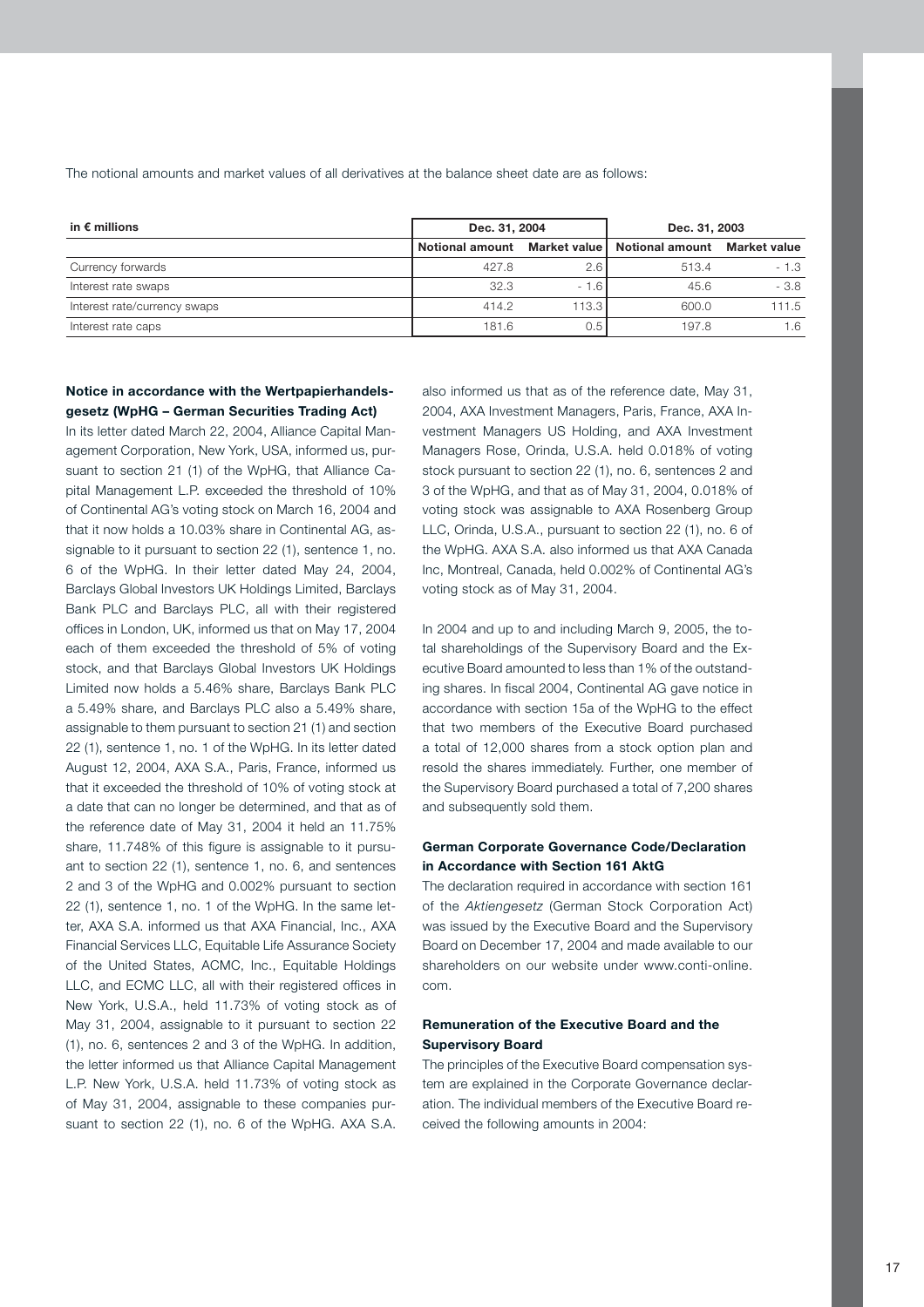The notional amounts and market values of all derivatives at the balance sheet date are as follows:

| in € millions | Dec. 31, 2004 | | Dec. 31, 2003 | |
|---|---|---|---|---|
| | Notional amount | Market value | Notional amount | Market value |
| Currency forwards | 427.8 | 2.6 | 513.4 | - 1.3 |
| Interest rate swaps | 32.3 | - 1.6 | 45.6 | - 3.8 |
| Interest rate/currency swaps | 414.2 | 113.3 | 600.0 | 111.5 |
| Interest rate caps | 181.6 | 0.5 | 197.8 | 1.6 |

**Notice in accordance with the Wertpapierhandelsgesetz (WpHG – German Securities Trading Act)**

In its letter dated March 22, 2004, Alliance Capital Management Corporation, New York, USA, informed us, pursuant to section 21 (1) of the WpHG, that Alliance Capital Management L.P. exceeded the threshold of 10% of Continental AG's voting stock on March 16, 2004 and that it now holds a 10.03% share in Continental AG, assignable to it pursuant to section 22 (1), sentence 1, no. 6 of the WpHG. In their letter dated May 24, 2004, Barclays Global Investors UK Holdings Limited, Barclays Bank PLC and Barclays PLC, all with their registered offices in London, UK, informed us that on May 17, 2004 each of them exceeded the threshold of 5% of voting stock, and that Barclays Global Investors UK Holdings Limited now holds a 5.46% share, Barclays Bank PLC a 5.49% share, and Barclays PLC also a 5.49% share, assignable to them pursuant to section 21 (1) and section 22 (1), sentence 1, no. 1 of the WpHG. In its letter dated August 12, 2004, AXA S.A., Paris, France, informed us that it exceeded the threshold of 10% of voting stock at a date that can no longer be determined, and that as of the reference date of May 31, 2004 it held an 11.75% share, 11.748% of this figure is assignable to it pursuant to section 22 (1), sentence 1, no. 6, and sentences 2 and 3 of the WpHG and 0.002% pursuant to section 22 (1), sentence 1, no. 1 of the WpHG. In the same letter, AXA S.A. informed us that AXA Financial, Inc., AXA Financial Services LLC, Equitable Life Assurance Society of the United States, ACMC, Inc., Equitable Holdings LLC, and ECMC LLC, all with their registered offices in New York, U.S.A., held 11.73% of voting stock as of May 31, 2004, assignable to it pursuant to section 22 (1), no. 6, sentences 2 and 3 of the WpHG. In addition, the letter informed us that Alliance Capital Management L.P. New York, U.S.A. held 11.73% of voting stock as of May 31, 2004, assignable to these companies pursuant to section 22 (1), no. 6 of the WpHG. AXA S.A. also informed us that as of the reference date, May 31, 2004, AXA Investment Managers, Paris, France, AXA Investment Managers US Holding, and AXA Investment Managers Rose, Orinda, U.S.A. held 0.018% of voting stock pursuant to section 22 (1), no. 6, sentences 2 and 3 of the WpHG, and that as of May 31, 2004, 0.018% of voting stock was assignable to AXA Rosenberg Group LLC, Orinda, U.S.A., pursuant to section 22 (1), no. 6 of the WpHG. AXA S.A. also informed us that AXA Canada Inc, Montreal, Canada, held 0.002% of Continental AG's voting stock as of May 31, 2004.

In 2004 and up to and including March 9, 2005, the total shareholdings of the Supervisory Board and the Executive Board amounted to less than 1% of the outstanding shares. In fiscal 2004, Continental AG gave notice in accordance with section 15a of the WpHG to the effect that two members of the Executive Board purchased a total of 12,000 shares from a stock option plan and resold the shares immediately. Further, one member of the Supervisory Board purchased a total of 7,200 shares and subsequently sold them.

**German Corporate Governance Code/Declaration in Accordance with Section 161 AktG**

The declaration required in accordance with section 161 of the *Aktiengesetz* (German Stock Corporation Act) was issued by the Executive Board and the Supervisory Board on December 17, 2004 and made available to our shareholders on our website under www.conti-online.com.

**Remuneration of the Executive Board and the Supervisory Board**

The principles of the Executive Board compensation system are explained in the Corporate Governance declaration. The individual members of the Executive Board received the following amounts in 2004: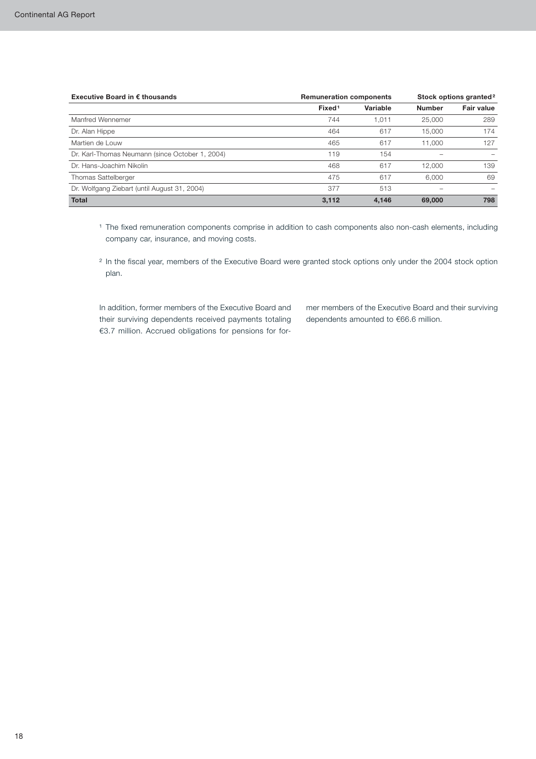| Executive Board in € thousands | Remuneration components | | Stock options granted[2] | |
|---|---|---|---|---|
| | Fixed[1] | Variable | Number | Fair value |
| Manfred Wennemer | 744 | 1,011 | 25,000 | 289 |
| Dr. Alan Hippe | 464 | 617 | 15,000 | 174 |
| Martien de Louw | 465 | 617 | 11,000 | 127 |
| Dr. Karl-Thomas Neumann (since October 1, 2004) | 119 | 154 | – | – |
| Dr. Hans-Joachim Nikolin | 468 | 617 | 12,000 | 139 |
| Thomas Sattelberger | 475 | 617 | 6,000 | 69 |
| Dr. Wolfgang Ziebart (until August 31, 2004) | 377 | 513 | – | – |
| **Total** | **3,112** | **4,146** | **69,000** | **798** |

[1] The fixed remuneration components comprise in addition to cash components also non-cash elements, including company car, insurance, and moving costs.

[2] In the fiscal year, members of the Executive Board were granted stock options only under the 2004 stock option plan.

In addition, former members of the Executive Board and their surviving dependents received payments totaling €3.7 million. Accrued obligations for pensions for former members of the Executive Board and their surviving dependents amounted to €66.6 million.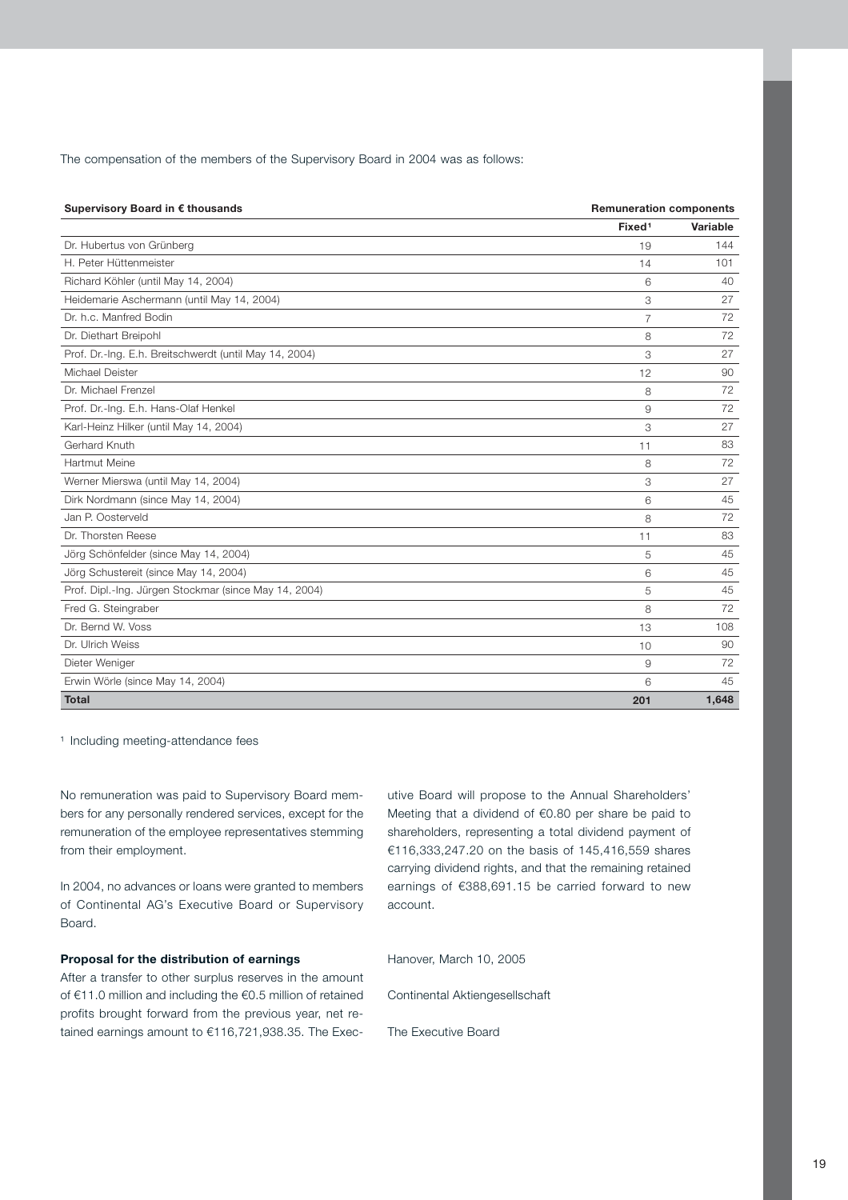The compensation of the members of the Supervisory Board in 2004 was as follows:

| Supervisory Board in € thousands | Remuneration components | |
|---|---|---|
| | Fixed[1] | Variable |
| Dr. Hubertus von Grünberg | 19 | 144 |
| H. Peter Hüttenmeister | 14 | 101 |
| Richard Köhler (until May 14, 2004) | 6 | 40 |
| Heidemarie Aschermann (until May 14, 2004) | 3 | 27 |
| Dr. h.c. Manfred Bodin | 7 | 72 |
| Dr. Diethart Breipohl | 8 | 72 |
| Prof. Dr.-Ing. E.h. Breitschwerdt (until May 14, 2004) | 3 | 27 |
| Michael Deister | 12 | 90 |
| Dr. Michael Frenzel | 8 | 72 |
| Prof. Dr.-Ing. E.h. Hans-Olaf Henkel | 9 | 72 |
| Karl-Heinz Hilker (until May 14, 2004) | 3 | 27 |
| Gerhard Knuth | 11 | 83 |
| Hartmut Meine | 8 | 72 |
| Werner Mierswa (until May 14, 2004) | 3 | 27 |
| Dirk Nordmann (since May 14, 2004) | 6 | 45 |
| Jan P. Oosterveld | 8 | 72 |
| Dr. Thorsten Reese | 11 | 83 |
| Jörg Schönfelder (since May 14, 2004) | 5 | 45 |
| Jörg Schustereit (since May 14, 2004) | 6 | 45 |
| Prof. Dipl.-Ing. Jürgen Stockmar (since May 14, 2004) | 5 | 45 |
| Fred G. Steingraber | 8 | 72 |
| Dr. Bernd W. Voss | 13 | 108 |
| Dr. Ulrich Weiss | 10 | 90 |
| Dieter Weniger | 9 | 72 |
| Erwin Wörle (since May 14, 2004) | 6 | 45 |
| **Total** | **201** | **1,648** |

[1] Including meeting-attendance fees

No remuneration was paid to Supervisory Board members for any personally rendered services, except for the remuneration of the employee representatives stemming from their employment.

In 2004, no advances or loans were granted to members of Continental AG's Executive Board or Supervisory Board.

**Proposal for the distribution of earnings**

After a transfer to other surplus reserves in the amount of €11.0 million and including the €0.5 million of retained profits brought forward from the previous year, net retained earnings amount to €116,721,938.35. The Executive Board will propose to the Annual Shareholders' Meeting that a dividend of €0.80 per share be paid to shareholders, representing a total dividend payment of €116,333,247.20 on the basis of 145,416,559 shares carrying dividend rights, and that the remaining retained earnings of €388,691.15 be carried forward to new account.

Hanover, March 10, 2005

Continental Aktiengesellschaft

The Executive Board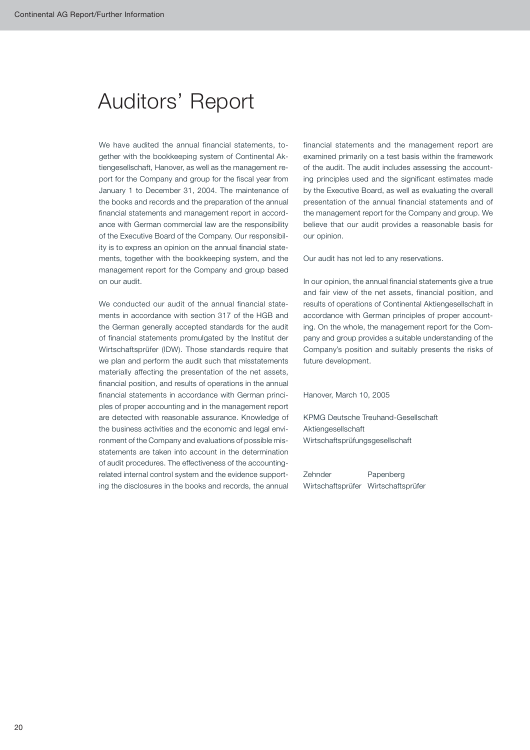# Auditors' Report

We have audited the annual financial statements, together with the bookkeeping system of Continental Aktiengesellschaft, Hanover, as well as the management report for the Company and group for the fiscal year from January 1 to December 31, 2004. The maintenance of the books and records and the preparation of the annual financial statements and management report in accordance with German commercial law are the responsibility of the Executive Board of the Company. Our responsibility is to express an opinion on the annual financial statements, together with the bookkeeping system, and the management report for the Company and group based on our audit.

We conducted our audit of the annual financial statements in accordance with section 317 of the HGB and the German generally accepted standards for the audit of financial statements promulgated by the Institut der Wirtschaftsprüfer (IDW). Those standards require that we plan and perform the audit such that misstatements materially affecting the presentation of the net assets, financial position, and results of operations in the annual financial statements in accordance with German principles of proper accounting and in the management report are detected with reasonable assurance. Knowledge of the business activities and the economic and legal environment of the Company and evaluations of possible misstatements are taken into account in the determination of audit procedures. The effectiveness of the accounting-related internal control system and the evidence supporting the disclosures in the books and records, the annual financial statements and the management report are examined primarily on a test basis within the framework of the audit. The audit includes assessing the accounting principles used and the significant estimates made by the Executive Board, as well as evaluating the overall presentation of the annual financial statements and of the management report for the Company and group. We believe that our audit provides a reasonable basis for our opinion.

Our audit has not led to any reservations.

In our opinion, the annual financial statements give a true and fair view of the net assets, financial position, and results of operations of Continental Aktiengesellschaft in accordance with German principles of proper accounting. On the whole, the management report for the Company and group provides a suitable understanding of the Company's position and suitably presents the risks of future development.

Hanover, March 10, 2005

KPMG Deutsche Treuhand-Gesellschaft
Aktiengesellschaft
Wirtschaftsprüfungsgesellschaft

Zehnder — Wirtschaftsprüfer

Papenberg — Wirtschaftsprüfer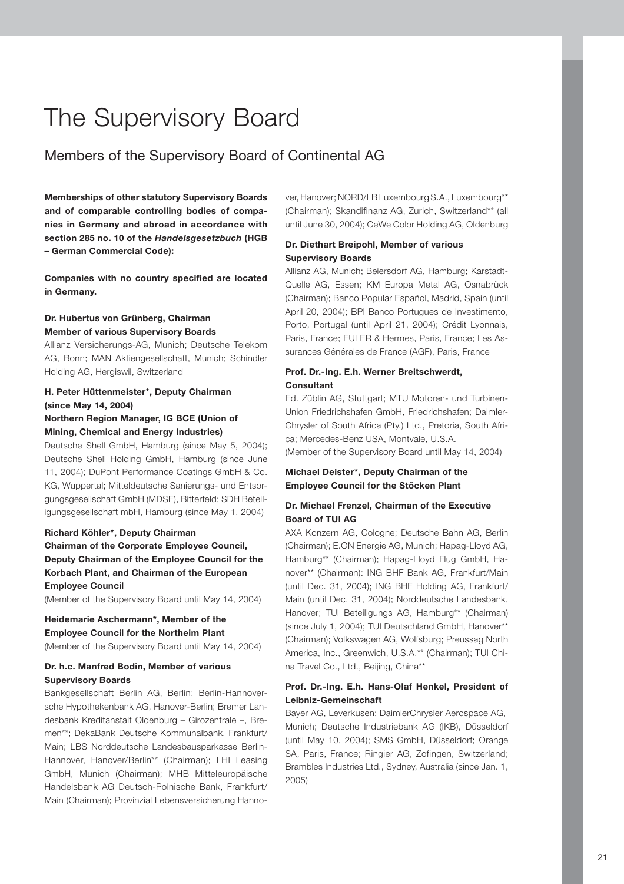# The Supervisory Board

## Members of the Supervisory Board of Continental AG

**Memberships of other statutory Supervisory Boards and of comparable controlling bodies of companies in Germany and abroad in accordance with section 285 no. 10 of the *Handelsgesetzbuch* (HGB – German Commercial Code):**

**Companies with no country specified are located in Germany.**

**Dr. Hubertus von Grünberg, Chairman**
**Member of various Supervisory Boards**
Allianz Versicherungs-AG, Munich; Deutsche Telekom AG, Bonn; MAN Aktiengesellschaft, Munich; Schindler Holding AG, Hergiswil, Switzerland

**H. Peter Hüttenmeister*, Deputy Chairman (since May 14, 2004)**
**Northern Region Manager, IG BCE (Union of Mining, Chemical and Energy Industries)**
Deutsche Shell GmbH, Hamburg (since May 5, 2004); Deutsche Shell Holding GmbH, Hamburg (since June 11, 2004); DuPont Performance Coatings GmbH & Co. KG, Wuppertal; Mitteldeutsche Sanierungs- und Entsorgungsgesellschaft GmbH (MDSE), Bitterfeld; SDH Beteiligungsgesellschaft mbH, Hamburg (since May 1, 2004)

**Richard Köhler*, Deputy Chairman**
**Chairman of the Corporate Employee Council, Deputy Chairman of the Employee Council for the Korbach Plant, and Chairman of the European Employee Council**
(Member of the Supervisory Board until May 14, 2004)

**Heidemarie Aschermann*, Member of the Employee Council for the Northeim Plant**
(Member of the Supervisory Board until May 14, 2004)

**Dr. h.c. Manfred Bodin, Member of various Supervisory Boards**
Bankgesellschaft Berlin AG, Berlin; Berlin-Hannoversche Hypothekenbank AG, Hanover-Berlin; Bremer Landesbank Kreditanstalt Oldenburg – Girozentrale –, Bremen**; DekaBank Deutsche Kommunalbank, Frankfurt/Main; LBS Norddeutsche Landesbausparkasse Berlin-Hannover, Hanover/Berlin** (Chairman); LHI Leasing GmbH, Munich (Chairman); MHB Mitteleuropäische Handelsbank AG Deutsch-Polnische Bank, Frankfurt/Main (Chairman); Provinzial Lebensversicherung Hanover, Hanover; NORD/LB Luxembourg S.A., Luxembourg** (Chairman); Skandifinanz AG, Zurich, Switzerland** (all until June 30, 2004); CeWe Color Holding AG, Oldenburg

**Dr. Diethart Breipohl, Member of various Supervisory Boards**
Allianz AG, Munich; Beiersdorf AG, Hamburg; Karstadt-Quelle AG, Essen; KM Europa Metal AG, Osnabrück (Chairman); Banco Popular Español, Madrid, Spain (until April 20, 2004); BPI Banco Portugues de Investimento, Porto, Portugal (until April 21, 2004); Crédit Lyonnais, Paris, France; EULER & Hermes, Paris, France; Les Assurances Générales de France (AGF), Paris, France

**Prof. Dr.-Ing. E.h. Werner Breitschwerdt, Consultant**
Ed. Züblin AG, Stuttgart; MTU Motoren- und Turbinen-Union Friedrichshafen GmbH, Friedrichshafen; DaimlerChrysler of South Africa (Pty.) Ltd., Pretoria, South Africa; Mercedes-Benz USA, Montvale, U.S.A.
(Member of the Supervisory Board until May 14, 2004)

**Michael Deister*, Deputy Chairman of the Employee Council for the Stöcken Plant**

**Dr. Michael Frenzel, Chairman of the Executive Board of TUI AG**
AXA Konzern AG, Cologne; Deutsche Bahn AG, Berlin (Chairman); E.ON Energie AG, Munich; Hapag-Lloyd AG, Hamburg** (Chairman); Hapag-Lloyd Flug GmbH, Hanover** (Chairman): ING BHF Bank AG, Frankfurt/Main (until Dec. 31, 2004); ING BHF Holding AG, Frankfurt/Main (until Dec. 31, 2004); Norddeutsche Landesbank, Hanover; TUI Beteiligungs AG, Hamburg** (Chairman) (since July 1, 2004); TUI Deutschland GmbH, Hanover** (Chairman); Volkswagen AG, Wolfsburg; Preussag North America, Inc., Greenwich, U.S.A.** (Chairman); TUI China Travel Co., Ltd., Beijing, China**

**Prof. Dr.-Ing. E.h. Hans-Olaf Henkel, President of Leibniz-Gemeinschaft**
Bayer AG, Leverkusen; DaimlerChrysler Aerospace AG, Munich; Deutsche Industriebank AG (IKB), Düsseldorf (until May 10, 2004); SMS GmbH, Düsseldorf; Orange SA, Paris, France; Ringier AG, Zofingen, Switzerland; Brambles Industries Ltd., Sydney, Australia (since Jan. 1, 2005)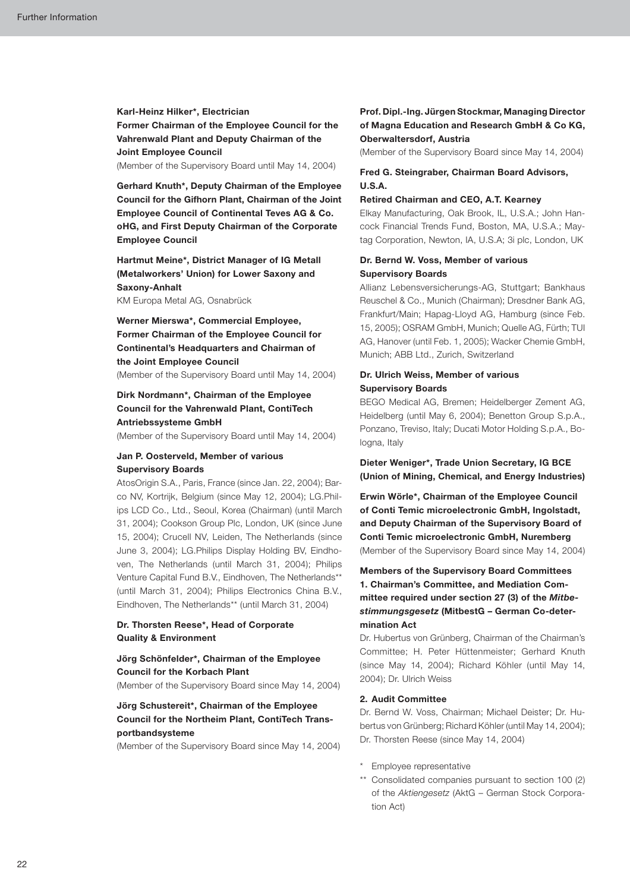**Karl-Heinz Hilker*, Electrician**
**Former Chairman of the Employee Council for the Vahrenwald Plant and Deputy Chairman of the Joint Employee Council**
(Member of the Supervisory Board until May 14, 2004)

**Gerhard Knuth*, Deputy Chairman of the Employee Council for the Gifhorn Plant, Chairman of the Joint Employee Council of Continental Teves AG & Co. oHG, and First Deputy Chairman of the Corporate Employee Council**

**Hartmut Meine*, District Manager of IG Metall (Metalworkers' Union) for Lower Saxony and Saxony-Anhalt**
KM Europa Metal AG, Osnabrück

**Werner Mierswa*, Commercial Employee, Former Chairman of the Employee Council for Continental's Headquarters and Chairman of the Joint Employee Council**
(Member of the Supervisory Board until May 14, 2004)

**Dirk Nordmann*, Chairman of the Employee Council for the Vahrenwald Plant, ContiTech Antriebssysteme GmbH**
(Member of the Supervisory Board until May 14, 2004)

**Jan P. Oosterveld, Member of various Supervisory Boards**
AtosOrigin S.A., Paris, France (since Jan. 22, 2004); Barco NV, Kortrijk, Belgium (since May 12, 2004); LG.Philips LCD Co., Ltd., Seoul, Korea (Chairman) (until March 31, 2004); Cookson Group Plc, London, UK (since June 15, 2004); Crucell NV, Leiden, The Netherlands (since June 3, 2004); LG.Philips Display Holding BV, Eindhoven, The Netherlands (until March 31, 2004); Philips Venture Capital Fund B.V., Eindhoven, The Netherlands** (until March 31, 2004); Philips Electronics China B.V., Eindhoven, The Netherlands** (until March 31, 2004)

**Dr. Thorsten Reese*, Head of Corporate Quality & Environment**

**Jörg Schönfelder*, Chairman of the Employee Council for the Korbach Plant**
(Member of the Supervisory Board since May 14, 2004)

**Jörg Schustereit*, Chairman of the Employee Council for the Northeim Plant, ContiTech Transportbandsysteme**
(Member of the Supervisory Board since May 14, 2004)

**Prof. Dipl.-Ing. Jürgen Stockmar, Managing Director of Magna Education and Research GmbH & Co KG, Oberwaltersdorf, Austria**
(Member of the Supervisory Board since May 14, 2004)

**Fred G. Steingraber, Chairman Board Advisors, U.S.A.**
**Retired Chairman and CEO, A.T. Kearney**
Elkay Manufacturing, Oak Brook, IL, U.S.A.; John Hancock Financial Trends Fund, Boston, MA, U.S.A.; Maytag Corporation, Newton, IA, U.S.A; 3i plc, London, UK

**Dr. Bernd W. Voss, Member of various Supervisory Boards**
Allianz Lebensversicherungs-AG, Stuttgart; Bankhaus Reuschel & Co., Munich (Chairman); Dresdner Bank AG, Frankfurt/Main; Hapag-Lloyd AG, Hamburg (since Feb. 15, 2005); OSRAM GmbH, Munich; Quelle AG, Fürth; TUI AG, Hanover (until Feb. 1, 2005); Wacker Chemie GmbH, Munich; ABB Ltd., Zurich, Switzerland

**Dr. Ulrich Weiss, Member of various Supervisory Boards**
BEGO Medical AG, Bremen; Heidelberger Zement AG, Heidelberg (until May 6, 2004); Benetton Group S.p.A., Ponzano, Treviso, Italy; Ducati Motor Holding S.p.A., Bologna, Italy

**Dieter Weniger*, Trade Union Secretary, IG BCE (Union of Mining, Chemical, and Energy Industries)**

**Erwin Wörle*, Chairman of the Employee Council of Conti Temic microelectronic GmbH, Ingolstadt, and Deputy Chairman of the Supervisory Board of Conti Temic microelectronic GmbH, Nuremberg**
(Member of the Supervisory Board since May 14, 2004)

**Members of the Supervisory Board Committees**
**1. Chairman's Committee, and Mediation Committee required under section 27 (3) of the *Mitbestimmungsgesetz* (MitbestG – German Co-determination Act**
Dr. Hubertus von Grünberg, Chairman of the Chairman's Committee; H. Peter Hüttenmeister; Gerhard Knuth (since May 14, 2004); Richard Köhler (until May 14, 2004); Dr. Ulrich Weiss

**2. Audit Committee**
Dr. Bernd W. Voss, Chairman; Michael Deister; Dr. Hubertus von Grünberg; Richard Köhler (until May 14, 2004); Dr. Thorsten Reese (since May 14, 2004)

\* Employee representative

\** Consolidated companies pursuant to section 100 (2) of the *Aktiengesetz* (AktG – German Stock Corporation Act)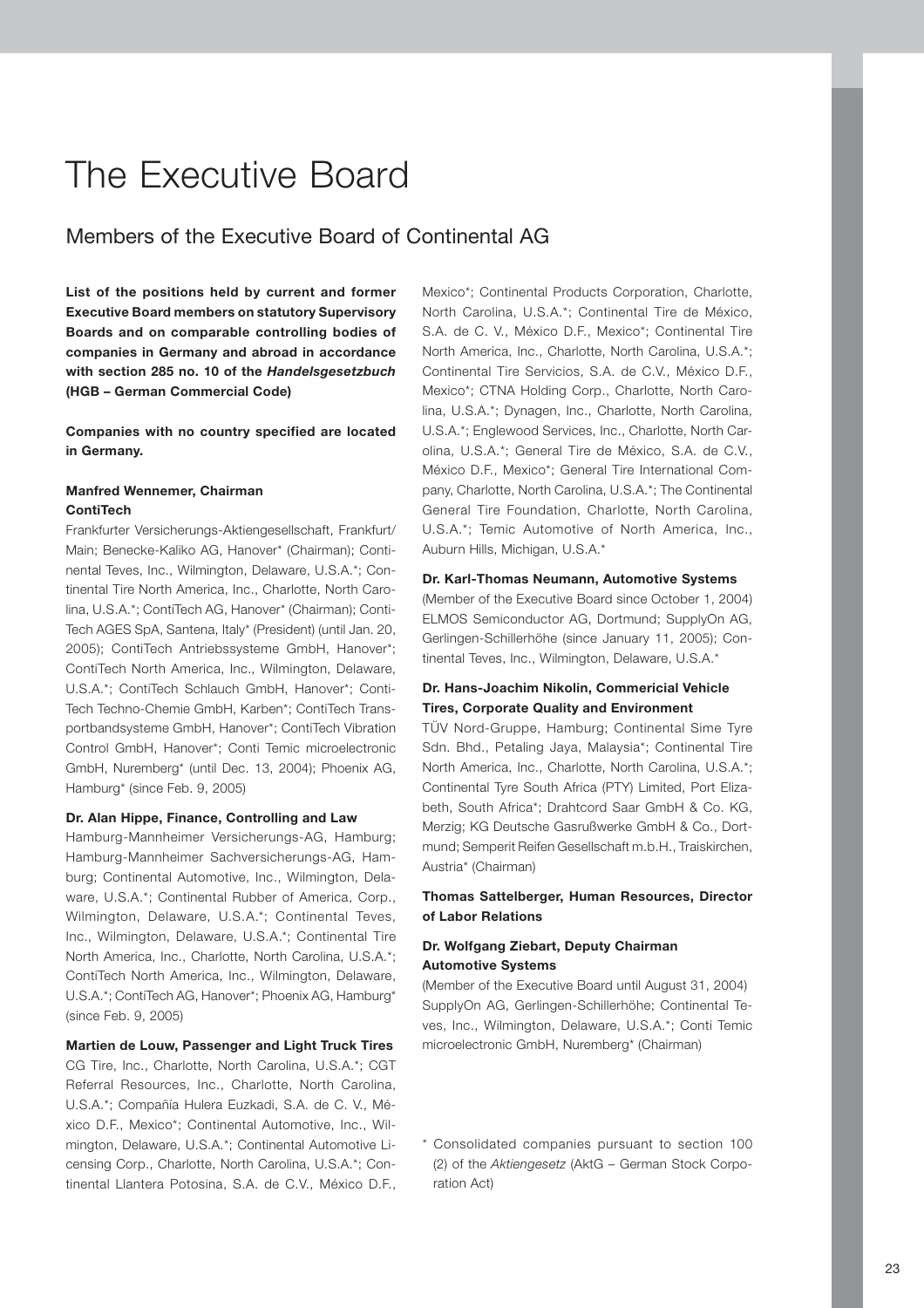# The Executive Board

## Members of the Executive Board of Continental AG

**List of the positions held by current and former Executive Board members on statutory Supervisory Boards and on comparable controlling bodies of companies in Germany and abroad in accordance with section 285 no. 10 of the *Handelsgesetzbuch* (HGB – German Commercial Code)**

**Companies with no country specified are located in Germany.**

**Manfred Wennemer, Chairman**
**ContiTech**

Frankfurter Versicherungs-Aktiengesellschaft, Frankfurt/Main; Benecke-Kaliko AG, Hanover* (Chairman); Continental Teves, Inc., Wilmington, Delaware, U.S.A.*; Continental Tire North America, Inc., Charlotte, North Carolina, U.S.A.*; ContiTech AG, Hanover* (Chairman); ContiTech AGES SpA, Santena, Italy* (President) (until Jan. 20, 2005); ContiTech Antriebssysteme GmbH, Hanover*; ContiTech North America, Inc., Wilmington, Delaware, U.S.A.*; ContiTech Schlauch GmbH, Hanover*; ContiTech Techno-Chemie GmbH, Karben*; ContiTech Transportbandsysteme GmbH, Hanover*; ContiTech Vibration Control GmbH, Hanover*; Conti Temic microelectronic GmbH, Nuremberg* (until Dec. 13, 2004); Phoenix AG, Hamburg* (since Feb. 9, 2005)

**Dr. Alan Hippe, Finance, Controlling and Law**

Hamburg-Mannheimer Versicherungs-AG, Hamburg; Hamburg-Mannheimer Sachversicherungs-AG, Hamburg; Continental Automotive, Inc., Wilmington, Delaware, U.S.A.*; Continental Rubber of America, Corp., Wilmington, Delaware, U.S.A.*; Continental Teves, Inc., Wilmington, Delaware, U.S.A.*; Continental Tire North America, Inc., Charlotte, North Carolina, U.S.A.*; ContiTech North America, Inc., Wilmington, Delaware, U.S.A.*; ContiTech AG, Hanover*; Phoenix AG, Hamburg* (since Feb. 9, 2005)

**Martien de Louw, Passenger and Light Truck Tires**

CG Tire, Inc., Charlotte, North Carolina, U.S.A.*; CGT Referral Resources, Inc., Charlotte, North Carolina, U.S.A.*; Compañía Hulera Euzkadi, S.A. de C. V., México D.F., Mexico*; Continental Automotive, Inc., Wilmington, Delaware, U.S.A.*; Continental Automotive Licensing Corp., Charlotte, North Carolina, U.S.A.*; Continental Llantera Potosina, S.A. de C.V., México D.F., Mexico*; Continental Products Corporation, Charlotte, North Carolina, U.S.A.*; Continental Tire de México, S.A. de C. V., México D.F., Mexico*; Continental Tire North America, Inc., Charlotte, North Carolina, U.S.A.*; Continental Tire Servicios, S.A. de C.V., México D.F., Mexico*; CTNA Holding Corp., Charlotte, North Carolina, U.S.A.*; Dynagen, Inc., Charlotte, North Carolina, U.S.A.*; Englewood Services, Inc., Charlotte, North Carolina, U.S.A.*; General Tire de México, S.A. de C.V., México D.F., Mexico*; General Tire International Company, Charlotte, North Carolina, U.S.A.*; The Continental General Tire Foundation, Charlotte, North Carolina, U.S.A.*; Temic Automotive of North America, Inc., Auburn Hills, Michigan, U.S.A.*

**Dr. Karl-Thomas Neumann, Automotive Systems**

(Member of the Executive Board since October 1, 2004)
ELMOS Semiconductor AG, Dortmund; SupplyOn AG, Gerlingen-Schillerhöhe (since January 11, 2005); Continental Teves, Inc., Wilmington, Delaware, U.S.A.*

**Dr. Hans-Joachim Nikolin, Commericial Vehicle Tires, Corporate Quality and Environment**

TÜV Nord-Gruppe, Hamburg; Continental Sime Tyre Sdn. Bhd., Petaling Jaya, Malaysia*; Continental Tire North America, Inc., Charlotte, North Carolina, U.S.A.*; Continental Tyre South Africa (PTY) Limited, Port Elizabeth, South Africa*; Drahtcord Saar GmbH & Co. KG, Merzig; KG Deutsche Gasrußwerke GmbH & Co., Dortmund; Semperit Reifen Gesellschaft m.b.H., Traiskirchen, Austria* (Chairman)

**Thomas Sattelberger, Human Resources, Director of Labor Relations**

**Dr. Wolfgang Ziebart, Deputy Chairman**
**Automotive Systems**

(Member of the Executive Board until August 31, 2004)
SupplyOn AG, Gerlingen-Schillerhöhe; Continental Teves, Inc., Wilmington, Delaware, U.S.A.*; Conti Temic microelectronic GmbH, Nuremberg* (Chairman)

\* Consolidated companies pursuant to section 100 (2) of the *Aktiengesetz* (AktG – German Stock Corporation Act)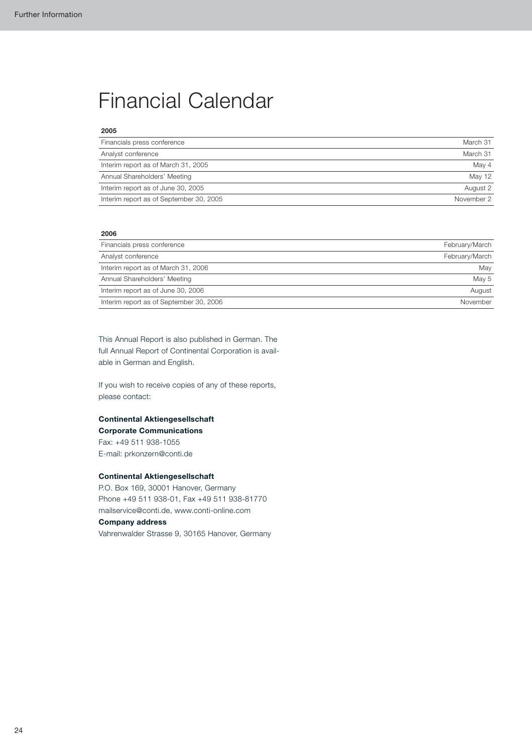# Financial Calendar

| 2005 | |
|---|---|
| Financials press conference | March 31 |
| Analyst conference | March 31 |
| Interim report as of March 31, 2005 | May 4 |
| Annual Shareholders' Meeting | May 12 |
| Interim report as of June 30, 2005 | August 2 |
| Interim report as of September 30, 2005 | November 2 |

| 2006 | |
|---|---|
| Financials press conference | February/March |
| Analyst conference | February/March |
| Interim report as of March 31, 2006 | May |
| Annual Shareholders' Meeting | May 5 |
| Interim report as of June 30, 2006 | August |
| Interim report as of September 30, 2006 | November |

This Annual Report is also published in German. The full Annual Report of Continental Corporation is available in German and English.

If you wish to receive copies of any of these reports, please contact:

**Continental Aktiengesellschaft**
**Corporate Communications**
Fax: +49 511 938-1055
E-mail: prkonzern@conti.de

**Continental Aktiengesellschaft**
P.O. Box 169, 30001 Hanover, Germany
Phone +49 511 938-01, Fax +49 511 938-81770
mailservice@conti.de, www.conti-online.com
**Company address**
Vahrenwalder Strasse 9, 30165 Hanover, Germany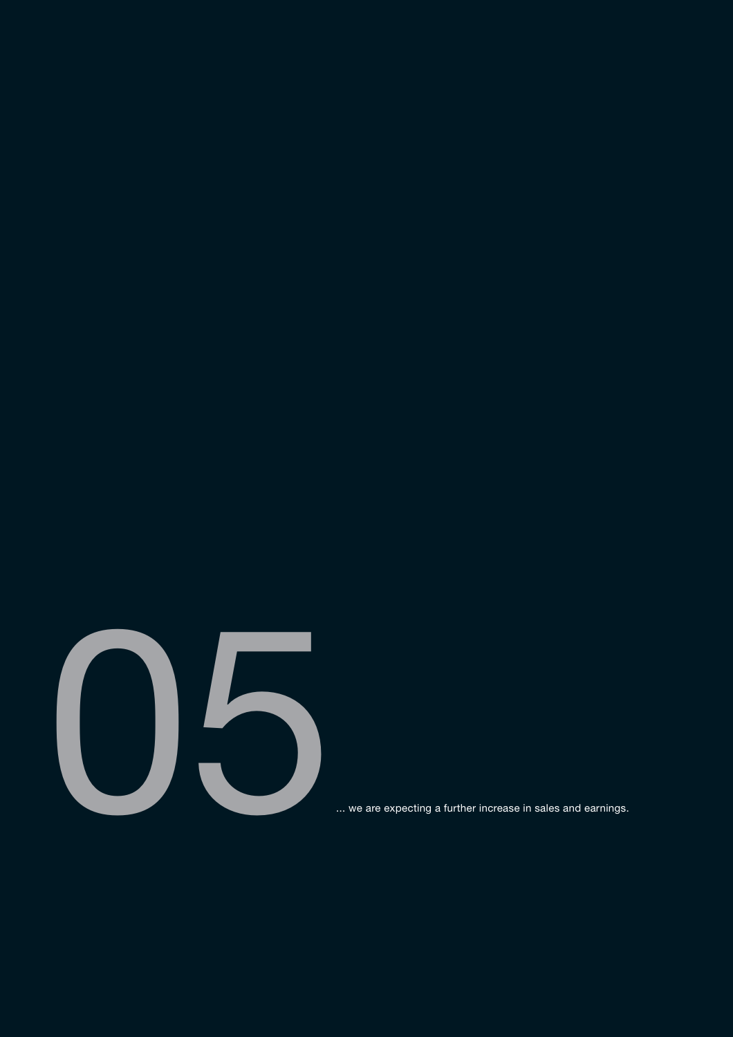# 05

... we are expecting a further increase in sales and earnings.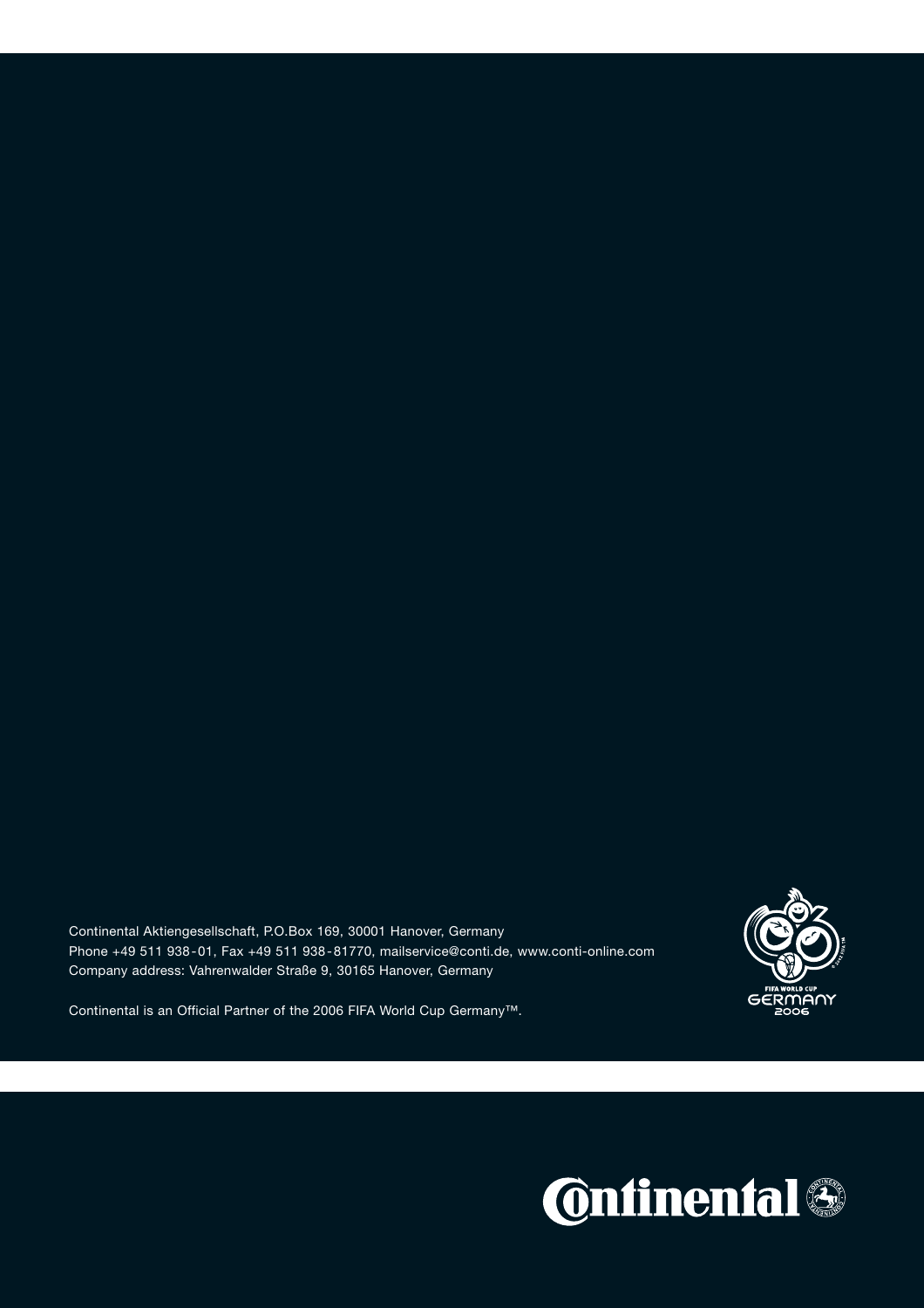Continental Aktiengesellschaft, P.O.Box 169, 30001 Hanover, Germany
Phone +49 511 938-01, Fax +49 511 938-81770, mailservice@conti.de, www.conti-online.com
Company address: Vahrenwalder Straße 9, 30165 Hanover, Germany

Continental is an Official Partner of the 2006 FIFA World Cup Germany™.